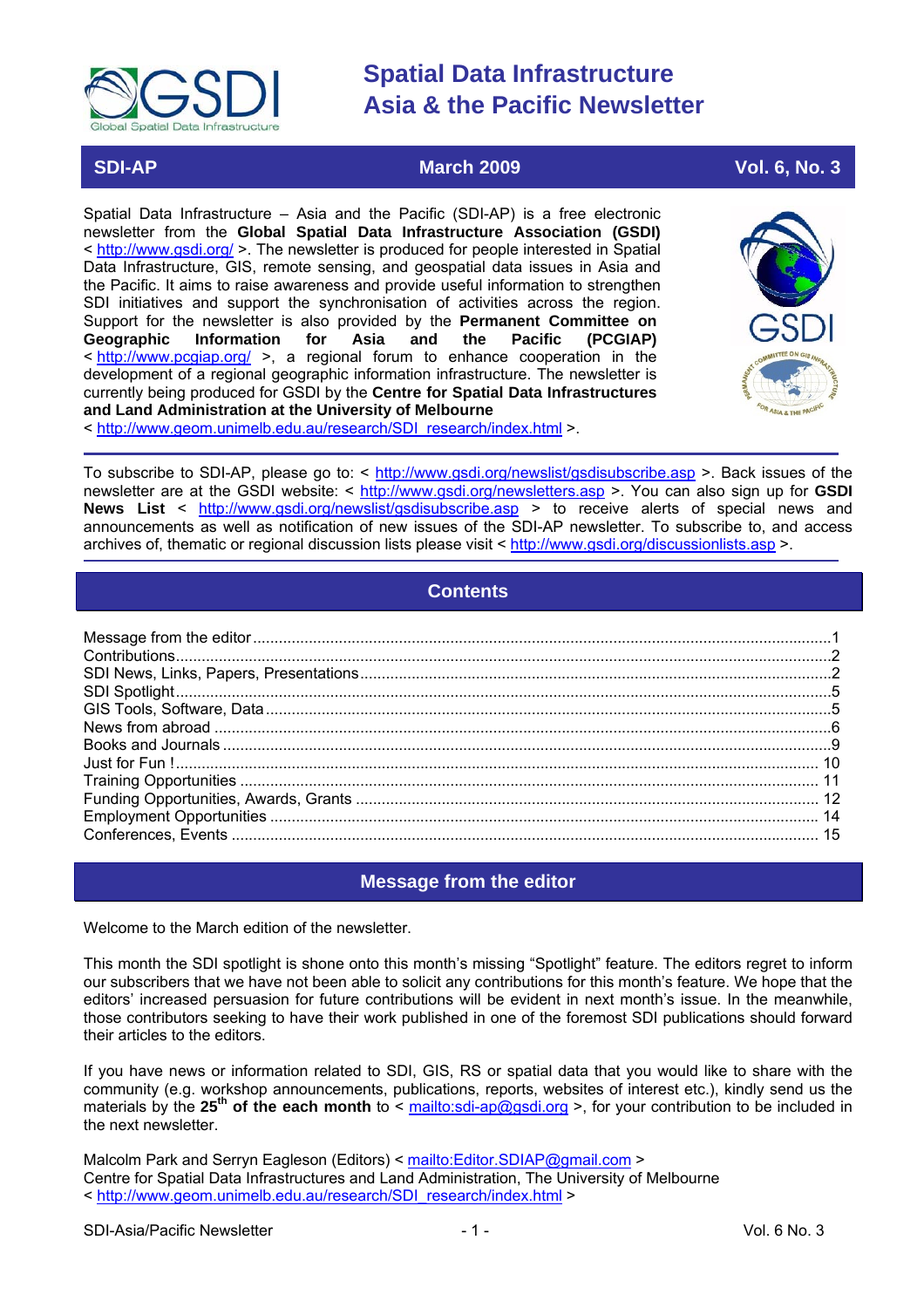# Spatial Data Infrastructure Asia & the Pacific Newsletter

**SDI-AP** | **March 2009** | **Vol. 6, No. 3**

Spatial Data Infrastructure – Asia and the Pacific (SDI-AP) is a free electronic newsletter from the **Global Spatial Data Infrastructure Association (GSDI)** < http://www.gsdi.org/ >. The newsletter is produced for people interested in Spatial Data Infrastructure, GIS, remote sensing, and geospatial data issues in Asia and the Pacific. It aims to raise awareness and provide useful information to strengthen SDI initiatives and support the synchronisation of activities across the region. Support for the newsletter is also provided by the **Permanent Committee on Geographic Information for Asia and the Pacific (PCGIAP)** < http://www.pcgiap.org/ >, a regional forum to enhance cooperation in the development of a regional geographic information infrastructure. The newsletter is currently being produced for GSDI by the **Centre for Spatial Data Infrastructures and Land Administration at the University of Melbourne** < http://www.geom.unimelb.edu.au/research/SDI_research/index.html >.

To subscribe to SDI-AP, please go to: < http://www.gsdi.org/newslist/gsdisubscribe.asp >. Back issues of the newsletter are at the GSDI website: < http://www.gsdi.org/newsletters.asp >. You can also sign up for **GSDI News List** < http://www.gsdi.org/newslist/gsdisubscribe.asp > to receive alerts of special news and announcements as well as notification of new issues of the SDI-AP newsletter. To subscribe to, and access archives of, thematic or regional discussion lists please visit < http://www.gsdi.org/discussionlists.asp >.

## Contents

- Message from the editor ..... 1
- Contributions ..... 2
- SDI News, Links, Papers, Presentations ..... 2
- SDI Spotlight ..... 5
- GIS Tools, Software, Data ..... 5
- News from abroad ..... 6
- Books and Journals ..... 9
- Just for Fun ! ..... 10
- Training Opportunities ..... 11
- Funding Opportunities, Awards, Grants ..... 12
- Employment Opportunities ..... 14
- Conferences, Events ..... 15

## Message from the editor

Welcome to the March edition of the newsletter.

This month the SDI spotlight is shone onto this month's missing "Spotlight" feature. The editors regret to inform our subscribers that we have not been able to solicit any contributions for this month's feature. We hope that the editors' increased persuasion for future contributions will be evident in next month's issue. In the meanwhile, those contributors seeking to have their work published in one of the foremost SDI publications should forward their articles to the editors.

If you have news or information related to SDI, GIS, RS or spatial data that you would like to share with the community (e.g. workshop announcements, publications, reports, websites of interest etc.), kindly send us the materials by the **25th of the each month** to < mailto:sdi-ap@gsdi.org >, for your contribution to be included in the next newsletter.

Malcolm Park and Serryn Eagleson (Editors) < mailto:Editor.SDIAP@gmail.com >
Centre for Spatial Data Infrastructures and Land Administration, The University of Melbourne
< http://www.geom.unimelb.edu.au/research/SDI_research/index.html >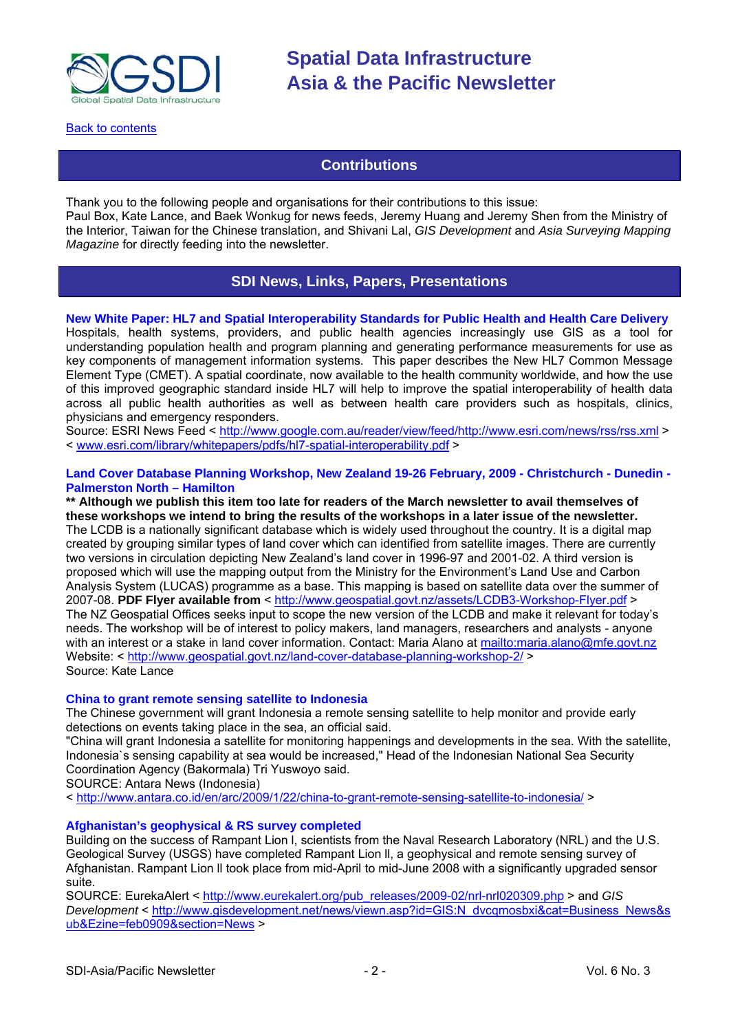[Back to contents](#)

## Contributions

Thank you to the following people and organisations for their contributions to this issue:
Paul Box, Kate Lance, and Baek Wonkug for news feeds, Jeremy Huang and Jeremy Shen from the Ministry of the Interior, Taiwan for the Chinese translation, and Shivani Lal, *GIS Development* and *Asia Surveying Mapping Magazine* for directly feeding into the newsletter.

## SDI News, Links, Papers, Presentations

### New White Paper: HL7 and Spatial Interoperability Standards for Public Health and Health Care Delivery

Hospitals, health systems, providers, and public health agencies increasingly use GIS as a tool for understanding population health and program planning and generating performance measurements for use as key components of management information systems. This paper describes the New HL7 Common Message Element Type (CMET). A spatial coordinate, now available to the health community worldwide, and how the use of this improved geographic standard inside HL7 will help to improve the spatial interoperability of health data across all public health authorities as well as between health care providers such as hospitals, clinics, physicians and emergency responders.
Source: ESRI News Feed < http://www.google.com.au/reader/view/feed/http://www.esri.com/news/rss/rss.xml >
< www.esri.com/library/whitepapers/pdfs/hl7-spatial-interoperability.pdf >

### Land Cover Database Planning Workshop, New Zealand 19-26 February, 2009 - Christchurch - Dunedin - Palmerston North – Hamilton

**** Although we publish this item too late for readers of the March newsletter to avail themselves of these workshops we intend to bring the results of the workshops in a later issue of the newsletter.**
The LCDB is a nationally significant database which is widely used throughout the country. It is a digital map created by grouping similar types of land cover which can identified from satellite images. There are currently two versions in circulation depicting New Zealand's land cover in 1996-97 and 2001-02. A third version is proposed which will use the mapping output from the Ministry for the Environment's Land Use and Carbon Analysis System (LUCAS) programme as a base. This mapping is based on satellite data over the summer of 2007-08. **PDF Flyer available from** < http://www.geospatial.govt.nz/assets/LCDB3-Workshop-Flyer.pdf >
The NZ Geospatial Offices seeks input to scope the new version of the LCDB and make it relevant for today's needs. The workshop will be of interest to policy makers, land managers, researchers and analysts - anyone with an interest or a stake in land cover information. Contact: Maria Alano at mailto:maria.alano@mfe.govt.nz
Website: < http://www.geospatial.govt.nz/land-cover-database-planning-workshop-2/ >
Source: Kate Lance

### China to grant remote sensing satellite to Indonesia

The Chinese government will grant Indonesia a remote sensing satellite to help monitor and provide early detections on events taking place in the sea, an official said.
"China will grant Indonesia a satellite for monitoring happenings and developments in the sea. With the satellite, Indonesia`s sensing capability at sea would be increased," Head of the Indonesian National Sea Security Coordination Agency (Bakormala) Tri Yuswoyo said.
SOURCE: Antara News (Indonesia)
< http://www.antara.co.id/en/arc/2009/1/22/china-to-grant-remote-sensing-satellite-to-indonesia/ >

### Afghanistan's geophysical & RS survey completed

Building on the success of Rampant Lion I, scientists from the Naval Research Laboratory (NRL) and the U.S. Geological Survey (USGS) have completed Rampant Lion II, a geophysical and remote sensing survey of Afghanistan. Rampant Lion II took place from mid-April to mid-June 2008 with a significantly upgraded sensor suite.
SOURCE: EurekaAlert < http://www.eurekalert.org/pub_releases/2009-02/nrl-nrl020309.php > and *GIS Development* < http://www.gisdevelopment.net/news/viewn.asp?id=GIS:N_dvcqmosbxi&cat=Business_News&sub&Ezine=feb0909&section=News >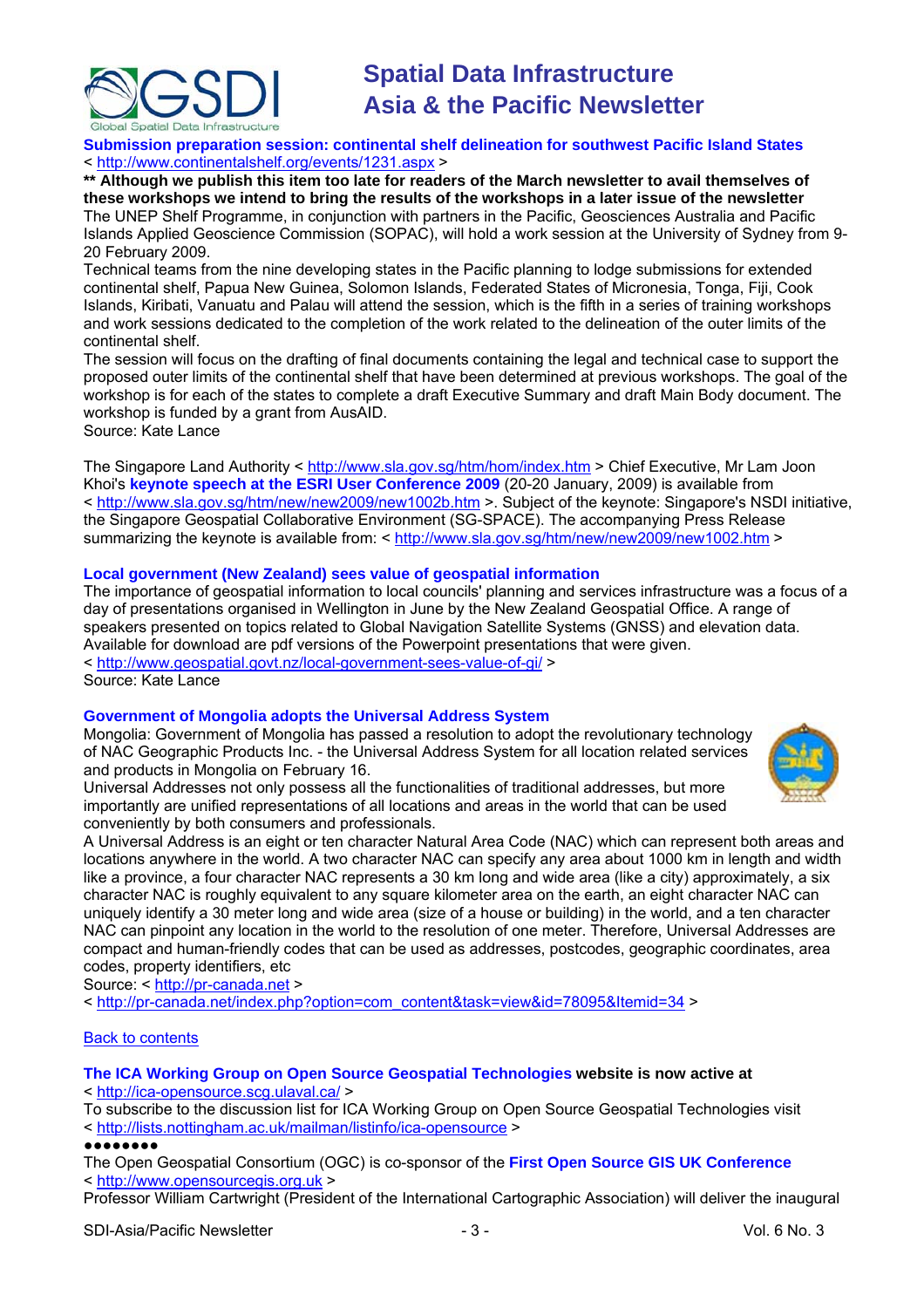### Submission preparation session: continental shelf delineation for southwest Pacific Island States

< http://www.continentalshelf.org/events/1231.aspx >

**** Although we publish this item too late for readers of the March newsletter to avail themselves of these workshops we intend to bring the results of the workshops in a later issue of the newsletter**

The UNEP Shelf Programme, in conjunction with partners in the Pacific, Geosciences Australia and Pacific Islands Applied Geoscience Commission (SOPAC), will hold a work session at the University of Sydney from 9-20 February 2009.

Technical teams from the nine developing states in the Pacific planning to lodge submissions for extended continental shelf, Papua New Guinea, Solomon Islands, Federated States of Micronesia, Tonga, Fiji, Cook Islands, Kiribati, Vanuatu and Palau will attend the session, which is the fifth in a series of training workshops and work sessions dedicated to the completion of the work related to the delineation of the outer limits of the continental shelf.

The session will focus on the drafting of final documents containing the legal and technical case to support the proposed outer limits of the continental shelf that have been determined at previous workshops. The goal of the workshop is for each of the states to complete a draft Executive Summary and draft Main Body document. The workshop is funded by a grant from AusAID.

Source: Kate Lance

The Singapore Land Authority < http://www.sla.gov.sg/htm/hom/index.htm > Chief Executive, Mr Lam Joon Khoi's **keynote speech at the ESRI User Conference 2009** (20-20 January, 2009) is available from < http://www.sla.gov.sg/htm/new/new2009/new1002b.htm >. Subject of the keynote: Singapore's NSDI initiative, the Singapore Geospatial Collaborative Environment (SG-SPACE). The accompanying Press Release summarizing the keynote is available from: < http://www.sla.gov.sg/htm/new/new2009/new1002.htm >

### Local government (New Zealand) sees value of geospatial information

The importance of geospatial information to local councils' planning and services infrastructure was a focus of a day of presentations organised in Wellington in June by the New Zealand Geospatial Office. A range of speakers presented on topics related to Global Navigation Satellite Systems (GNSS) and elevation data. Available for download are pdf versions of the Powerpoint presentations that were given.

< http://www.geospatial.govt.nz/local-government-sees-value-of-gi/ >

Source: Kate Lance

### Government of Mongolia adopts the Universal Address System

Mongolia: Government of Mongolia has passed a resolution to adopt the revolutionary technology of NAC Geographic Products Inc. - the Universal Address System for all location related services and products in Mongolia on February 16.

Universal Addresses not only possess all the functionalities of traditional addresses, but more importantly are unified representations of all locations and areas in the world that can be used conveniently by both consumers and professionals.

A Universal Address is an eight or ten character Natural Area Code (NAC) which can represent both areas and locations anywhere in the world. A two character NAC can specify any area about 1000 km in length and width like a province, a four character NAC represents a 30 km long and wide area (like a city) approximately, a six character NAC is roughly equivalent to any square kilometer area on the earth, an eight character NAC can uniquely identify a 30 meter long and wide area (size of a house or building) in the world, and a ten character NAC can pinpoint any location in the world to the resolution of one meter. Therefore, Universal Addresses are compact and human-friendly codes that can be used as addresses, postcodes, geographic coordinates, area codes, property identifiers, etc

Source: < http://pr-canada.net >

< http://pr-canada.net/index.php?option=com_content&task=view&id=78095&Itemid=34 >

Back to contents

**The ICA Working Group on Open Source Geospatial Technologies website is now active at**

< http://ica-opensource.scg.ulaval.ca/ >

To subscribe to the discussion list for ICA Working Group on Open Source Geospatial Technologies visit < http://lists.nottingham.ac.uk/mailman/listinfo/ica-opensource >

●●●●●●●●

The Open Geospatial Consortium (OGC) is co-sponsor of the **First Open Source GIS UK Conference**

< http://www.opensourcegis.org.uk >

Professor William Cartwright (President of the International Cartographic Association) will deliver the inaugural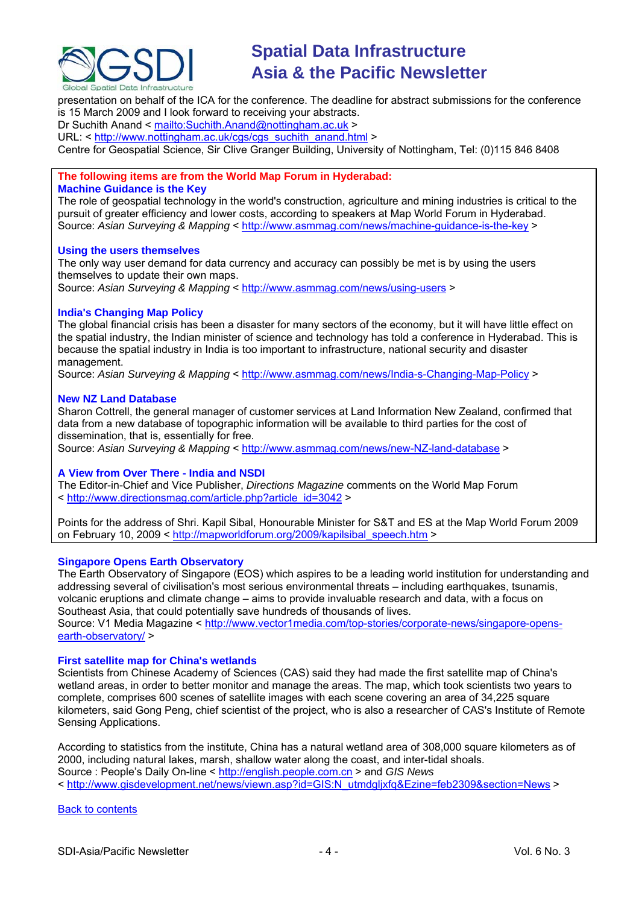presentation on behalf of the ICA for the conference. The deadline for abstract submissions for the conference is 15 March 2009 and I look forward to receiving your abstracts.
Dr Suchith Anand < mailto:Suchith.Anand@nottingham.ac.uk >
URL: < http://www.nottingham.ac.uk/cgs/cgs_suchith_anand.html >
Centre for Geospatial Science, Sir Clive Granger Building, University of Nottingham, Tel: (0)115 846 8408

**The following items are from the World Map Forum in Hyderabad:**

**Machine Guidance is the Key**

The role of geospatial technology in the world's construction, agriculture and mining industries is critical to the pursuit of greater efficiency and lower costs, according to speakers at Map World Forum in Hyderabad.
Source: *Asian Surveying & Mapping* < http://www.asmmag.com/news/machine-guidance-is-the-key >

**Using the users themselves**

The only way user demand for data currency and accuracy can possibly be met is by using the users themselves to update their own maps.
Source: *Asian Surveying & Mapping* < http://www.asmmag.com/news/using-users >

**India's Changing Map Policy**

The global financial crisis has been a disaster for many sectors of the economy, but it will have little effect on the spatial industry, the Indian minister of science and technology has told a conference in Hyderabad. This is because the spatial industry in India is too important to infrastructure, national security and disaster management.
Source: *Asian Surveying & Mapping* < http://www.asmmag.com/news/India-s-Changing-Map-Policy >

**New NZ Land Database**

Sharon Cottrell, the general manager of customer services at Land Information New Zealand, confirmed that data from a new database of topographic information will be available to third parties for the cost of dissemination, that is, essentially for free.
Source: *Asian Surveying & Mapping* < http://www.asmmag.com/news/new-NZ-land-database >

**A View from Over There - India and NSDI**

The Editor-in-Chief and Vice Publisher, *Directions Magazine* comments on the World Map Forum
< http://www.directionsmag.com/article.php?article_id=3042 >

Points for the address of Shri. Kapil Sibal, Honourable Minister for S&T and ES at the Map World Forum 2009 on February 10, 2009 < http://mapworldforum.org/2009/kapilsibal_speech.htm >

**Singapore Opens Earth Observatory**

The Earth Observatory of Singapore (EOS) which aspires to be a leading world institution for understanding and addressing several of civilisation's most serious environmental threats – including earthquakes, tsunamis, volcanic eruptions and climate change – aims to provide invaluable research and data, with a focus on Southeast Asia, that could potentially save hundreds of thousands of lives.
Source: V1 Media Magazine < http://www.vector1media.com/top-stories/corporate-news/singapore-opens-earth-observatory/ >

**First satellite map for China's wetlands**

Scientists from Chinese Academy of Sciences (CAS) said they had made the first satellite map of China's wetland areas, in order to better monitor and manage the areas. The map, which took scientists two years to complete, comprises 600 scenes of satellite images with each scene covering an area of 34,225 square kilometers, said Gong Peng, chief scientist of the project, who is also a researcher of CAS's Institute of Remote Sensing Applications.

According to statistics from the institute, China has a natural wetland area of 308,000 square kilometers as of 2000, including natural lakes, marsh, shallow water along the coast, and inter-tidal shoals.
Source : People's Daily On-line < http://english.people.com.cn > and *GIS News*
< http://www.gisdevelopment.net/news/viewn.asp?id=GIS:N_utmdgljxfq&Ezine=feb2309&section=News >

Back to contents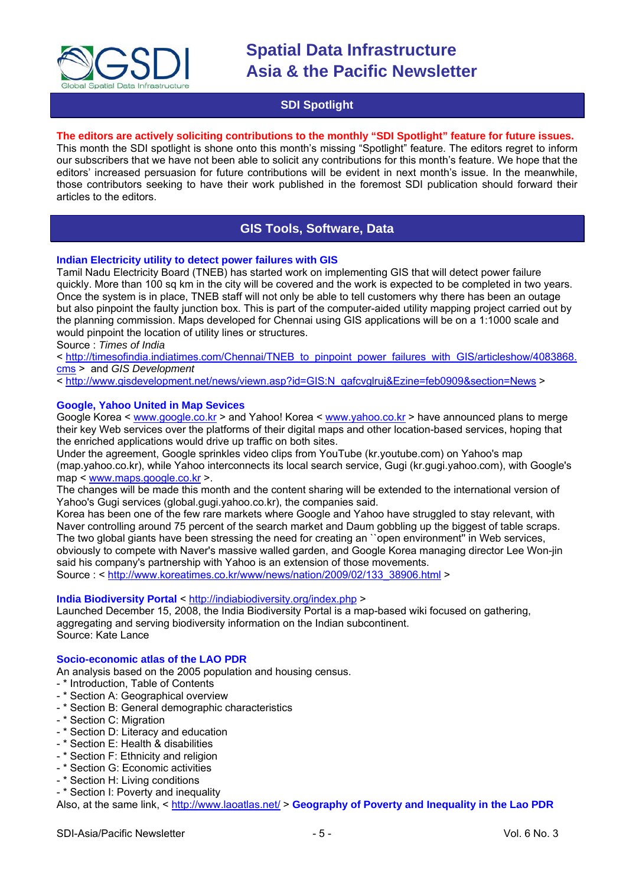## SDI Spotlight

**The editors are actively soliciting contributions to the monthly "SDI Spotlight" feature for future issues.** This month the SDI spotlight is shone onto this month's missing "Spotlight" feature. The editors regret to inform our subscribers that we have not been able to solicit any contributions for this month's feature. We hope that the editors' increased persuasion for future contributions will be evident in next month's issue. In the meanwhile, those contributors seeking to have their work published in the foremost SDI publication should forward their articles to the editors.

## GIS Tools, Software, Data

### Indian Electricity utility to detect power failures with GIS

Tamil Nadu Electricity Board (TNEB) has started work on implementing GIS that will detect power failure quickly. More than 100 sq km in the city will be covered and the work is expected to be completed in two years. Once the system is in place, TNEB staff will not only be able to tell customers why there has been an outage but also pinpoint the faulty junction box. This is part of the computer-aided utility mapping project carried out by the planning commission. Maps developed for Chennai using GIS applications will be on a 1:1000 scale and would pinpoint the location of utility lines or structures.

Source : *Times of India*

< http://timesofindia.indiatimes.com/Chennai/TNEB_to_pinpoint_power_failures_with_GIS/articleshow/4083868.cms > and *GIS Development*

< http://www.gisdevelopment.net/news/viewn.asp?id=GIS:N_qafcvglruj&Ezine=feb0909&section=News >

### Google, Yahoo United in Map Sevices

Google Korea < www.google.co.kr > and Yahoo! Korea < www.yahoo.co.kr > have announced plans to merge their key Web services over the platforms of their digital maps and other location-based services, hoping that the enriched applications would drive up traffic on both sites.

Under the agreement, Google sprinkles video clips from YouTube (kr.youtube.com) on Yahoo's map (map.yahoo.co.kr), while Yahoo interconnects its local search service, Gugi (kr.gugi.yahoo.com), with Google's map < www.maps.google.co.kr >.

The changes will be made this month and the content sharing will be extended to the international version of Yahoo's Gugi services (global.gugi.yahoo.co.kr), the companies said.

Korea has been one of the few rare markets where Google and Yahoo have struggled to stay relevant, with Naver controlling around 75 percent of the search market and Daum gobbling up the biggest of table scraps. The two global giants have been stressing the need for creating an ``open environment'' in Web services, obviously to compete with Naver's massive walled garden, and Google Korea managing director Lee Won-jin said his company's partnership with Yahoo is an extension of those movements.

Source : < http://www.koreatimes.co.kr/www/news/nation/2009/02/133_38906.html >

### India Biodiversity Portal < http://indiabiodiversity.org/index.php >

Launched December 15, 2008, the India Biodiversity Portal is a map-based wiki focused on gathering, aggregating and serving biodiversity information on the Indian subcontinent.

Source: Kate Lance

### Socio-economic atlas of the LAO PDR

An analysis based on the 2005 population and housing census.

- \* Introduction, Table of Contents
- \* Section A: Geographical overview
- \* Section B: General demographic characteristics
- \* Section C: Migration
- \* Section D: Literacy and education
- \* Section E: Health & disabilities
- \* Section F: Ethnicity and religion
- \* Section G: Economic activities
- \* Section H: Living conditions
- \* Section I: Poverty and inequality

Also, at the same link, < http://www.laoatlas.net/ > **Geography of Poverty and Inequality in the Lao PDR**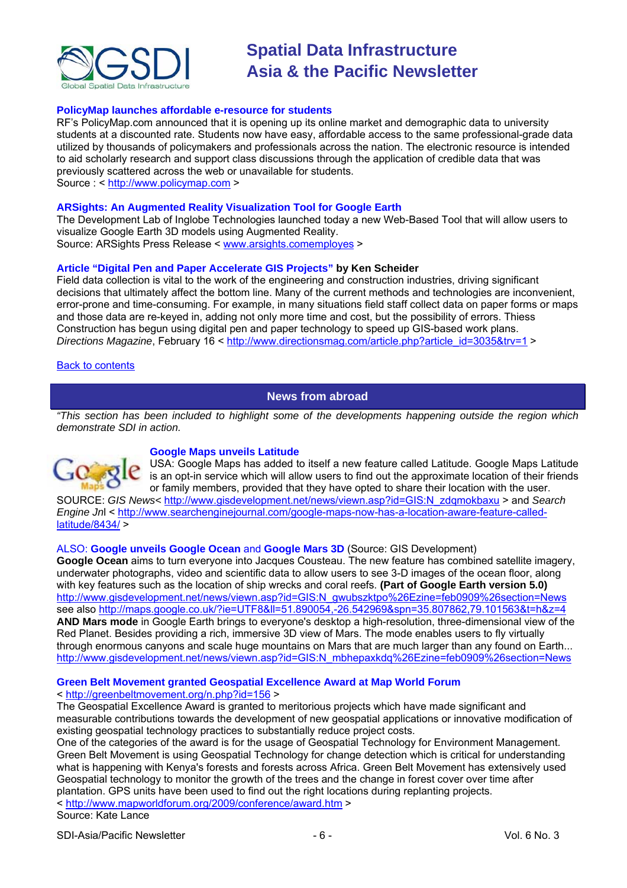### PolicyMap launches affordable e-resource for students

RF's PolicyMap.com announced that it is opening up its online market and demographic data to university students at a discounted rate. Students now have easy, affordable access to the same professional-grade data utilized by thousands of policymakers and professionals across the nation. The electronic resource is intended to aid scholarly research and support class discussions through the application of credible data that was previously scattered across the web or unavailable for students.
Source : < http://www.policymap.com >

### ARSights: An Augmented Reality Visualization Tool for Google Earth

The Development Lab of Inglobe Technologies launched today a new Web-Based Tool that will allow users to visualize Google Earth 3D models using Augmented Reality.
Source: ARSights Press Release < www.arsights.comemployes >

### Article "Digital Pen and Paper Accelerate GIS Projects" by Ken Scheider

Field data collection is vital to the work of the engineering and construction industries, driving significant decisions that ultimately affect the bottom line. Many of the current methods and technologies are inconvenient, error-prone and time-consuming. For example, in many situations field staff collect data on paper forms or maps and those data are re-keyed in, adding not only more time and cost, but the possibility of errors. Thiess Construction has begun using digital pen and paper technology to speed up GIS-based work plans.
*Directions Magazine*, February 16 < http://www.directionsmag.com/article.php?article_id=3035&trv=1 >

Back to contents

## News from abroad

*"This section has been included to highlight some of the developments happening outside the region which demonstrate SDI in action.*

### Google Maps unveils Latitude

USA: Google Maps has added to itself a new feature called Latitude. Google Maps Latitude is an opt-in service which will allow users to find out the approximate location of their friends or family members, provided that they have opted to share their location with the user.
SOURCE: *GIS News*< http://www.gisdevelopment.net/news/viewn.asp?id=GIS:N_zdqmokbaxu > and *Search Engine Jn*l < http://www.searchenginejournal.com/google-maps-now-has-a-location-aware-feature-called-latitude/8434/ >

ALSO: **Google unveils Google Ocean** and **Google Mars 3D** (Source: GIS Development)
**Google Ocean** aims to turn everyone into Jacques Cousteau. The new feature has combined satellite imagery, underwater photographs, video and scientific data to allow users to see 3-D images of the ocean floor, along with key features such as the location of ship wrecks and coral reefs. **(Part of Google Earth version 5.0)**
http://www.gisdevelopment.net/news/viewn.asp?id=GIS:N_gwubszktpo%26Ezine=feb0909%26section=News
see also http://maps.google.co.uk/?ie=UTF8&ll=51.890054,-26.542969&spn=35.807862,79.101563&t=h&z=4
**AND Mars mode** in Google Earth brings to everyone's desktop a high-resolution, three-dimensional view of the Red Planet. Besides providing a rich, immersive 3D view of Mars. The mode enables users to fly virtually through enormous canyons and scale huge mountains on Mars that are much larger than any found on Earth...
http://www.gisdevelopment.net/news/viewn.asp?id=GIS:N_mbhepaxkdq%26Ezine=feb0909%26section=News

### Green Belt Movement granted Geospatial Excellence Award at Map World Forum

< http://greenbeltmovement.org/n.php?id=156 >
The Geospatial Excellence Award is granted to meritorious projects which have made significant and measurable contributions towards the development of new geospatial applications or innovative modification of existing geospatial technology practices to substantially reduce project costs.
One of the categories of the award is for the usage of Geospatial Technology for Environment Management. Green Belt Movement is using Geospatial Technology for change detection which is critical for understanding what is happening with Kenya's forests and forests across Africa. Green Belt Movement has extensively used Geospatial technology to monitor the growth of the trees and the change in forest cover over time after plantation. GPS units have been used to find out the right locations during replanting projects.
< http://www.mapworldforum.org/2009/conference/award.htm >
Source: Kate Lance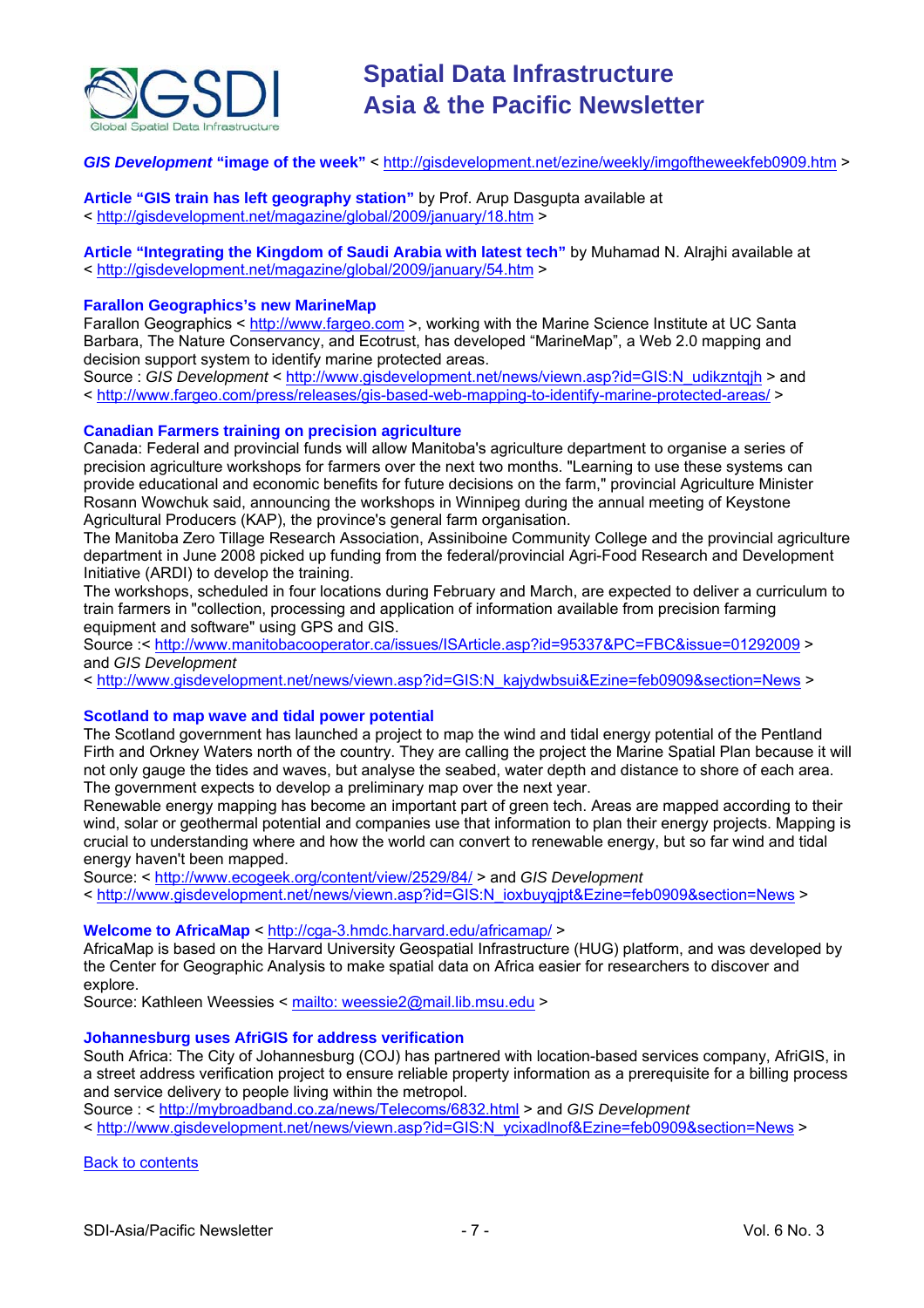***GIS Development* "image of the week"** < http://gisdevelopment.net/ezine/weekly/imgoftheweekfeb0909.htm >

**Article "GIS train has left geography station"** by Prof. Arup Dasgupta available at < http://gisdevelopment.net/magazine/global/2009/january/18.htm >

**Article "Integrating the Kingdom of Saudi Arabia with latest tech"** by Muhamad N. Alrajhi available at < http://gisdevelopment.net/magazine/global/2009/january/54.htm >

### Farallon Geographics's new MarineMap

Farallon Geographics < http://www.fargeo.com >, working with the Marine Science Institute at UC Santa Barbara, The Nature Conservancy, and Ecotrust, has developed "MarineMap", a Web 2.0 mapping and decision support system to identify marine protected areas.

Source : *GIS Development* < http://www.gisdevelopment.net/news/viewn.asp?id=GIS:N_udikzntqjh > and < http://www.fargeo.com/press/releases/gis-based-web-mapping-to-identify-marine-protected-areas/ >

### Canadian Farmers training on precision agriculture

Canada: Federal and provincial funds will allow Manitoba's agriculture department to organise a series of precision agriculture workshops for farmers over the next two months. "Learning to use these systems can provide educational and economic benefits for future decisions on the farm," provincial Agriculture Minister Rosann Wowchuk said, announcing the workshops in Winnipeg during the annual meeting of Keystone Agricultural Producers (KAP), the province's general farm organisation.

The Manitoba Zero Tillage Research Association, Assiniboine Community College and the provincial agriculture department in June 2008 picked up funding from the federal/provincial Agri-Food Research and Development Initiative (ARDI) to develop the training.

The workshops, scheduled in four locations during February and March, are expected to deliver a curriculum to train farmers in "collection, processing and application of information available from precision farming equipment and software" using GPS and GIS.

Source :< http://www.manitobacooperator.ca/issues/ISArticle.asp?id=95337&PC=FBC&issue=01292009 > and *GIS Development*

< http://www.gisdevelopment.net/news/viewn.asp?id=GIS:N_kajydwbsui&Ezine=feb0909&section=News >

### Scotland to map wave and tidal power potential

The Scotland government has launched a project to map the wind and tidal energy potential of the Pentland Firth and Orkney Waters north of the country. They are calling the project the Marine Spatial Plan because it will not only gauge the tides and waves, but analyse the seabed, water depth and distance to shore of each area. The government expects to develop a preliminary map over the next year.

Renewable energy mapping has become an important part of green tech. Areas are mapped according to their wind, solar or geothermal potential and companies use that information to plan their energy projects. Mapping is crucial to understanding where and how the world can convert to renewable energy, but so far wind and tidal energy haven't been mapped.

Source: < http://www.ecogeek.org/content/view/2529/84/ > and *GIS Development*

< http://www.gisdevelopment.net/news/viewn.asp?id=GIS:N_ioxbuyqjpt&Ezine=feb0909&section=News >

### Welcome to AfricaMap < http://cga-3.hmdc.harvard.edu/africamap/ >

AfricaMap is based on the Harvard University Geospatial Infrastructure (HUG) platform, and was developed by the Center for Geographic Analysis to make spatial data on Africa easier for researchers to discover and explore.

Source: Kathleen Weessies < mailto: weessie2@mail.lib.msu.edu >

### Johannesburg uses AfriGIS for address verification

South Africa: The City of Johannesburg (COJ) has partnered with location-based services company, AfriGIS, in a street address verification project to ensure reliable property information as a prerequisite for a billing process and service delivery to people living within the metropol.

Source : < http://mybroadband.co.za/news/Telecoms/6832.html > and *GIS Development*

< http://www.gisdevelopment.net/news/viewn.asp?id=GIS:N_ycixadlnof&Ezine=feb0909&section=News >

Back to contents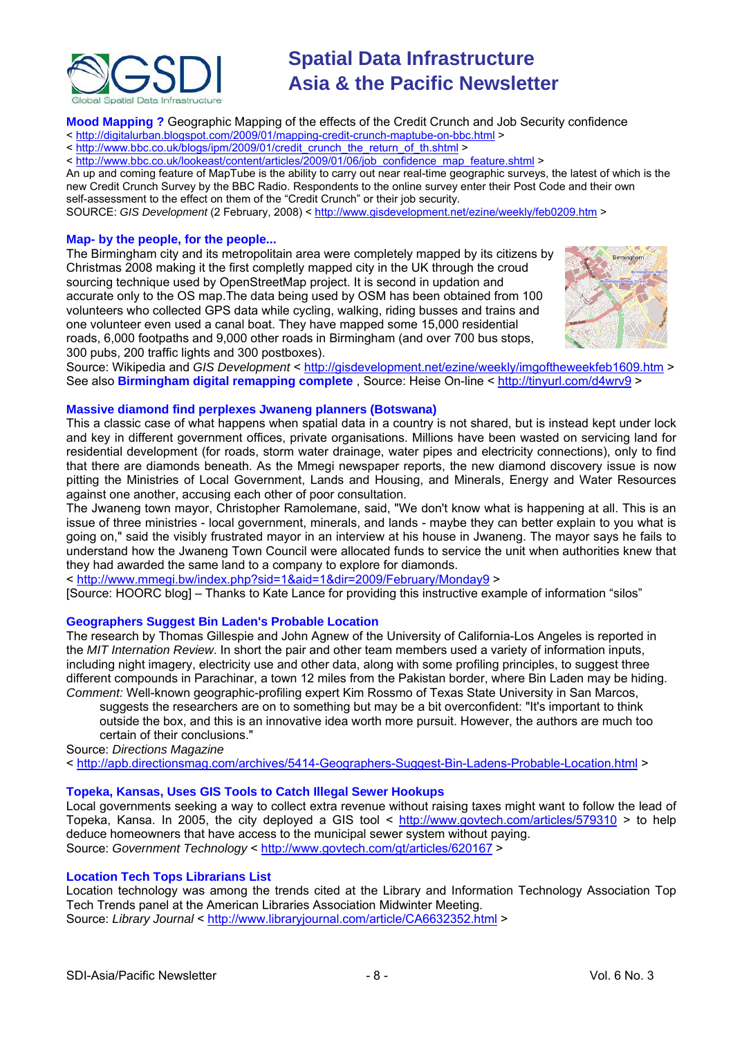**Mood Mapping ?** Geographic Mapping of the effects of the Credit Crunch and Job Security confidence
< http://digitalurban.blogspot.com/2009/01/mapping-credit-crunch-maptube-on-bbc.html >
< http://www.bbc.co.uk/blogs/ipm/2009/01/credit_crunch_the_return_of_th.shtml >
< http://www.bbc.co.uk/lookeast/content/articles/2009/01/06/job_confidence_map_feature.shtml >
An up and coming feature of MapTube is the ability to carry out near real-time geographic surveys, the latest of which is the new Credit Crunch Survey by the BBC Radio. Respondents to the online survey enter their Post Code and their own self-assessment to the effect on them of the "Credit Crunch" or their job security.
SOURCE: *GIS Development* (2 February, 2008) < http://www.gisdevelopment.net/ezine/weekly/feb0209.htm >

**Map- by the people, for the people...**
The Birmingham city and its metropolitan area were completely mapped by its citizens by Christmas 2008 making it the first completly mapped city in the UK through the croud sourcing technique used by OpenStreetMap project. It is second in updation and accurate only to the OS map.The data being used by OSM has been obtained from 100 volunteers who collected GPS data while cycling, walking, riding busses and trains and one volunteer even used a canal boat. They have mapped some 15,000 residential roads, 6,000 footpaths and 9,000 other roads in Birmingham (and over 700 bus stops, 300 pubs, 200 traffic lights and 300 postboxes).
Source: Wikipedia and *GIS Development* < http://gisdevelopment.net/ezine/weekly/imgoftheweekfeb1609.htm >
See also **Birmingham digital remapping complete** , Source: Heise On-line < http://tinyurl.com/d4wrv9 >

**Massive diamond find perplexes Jwaneng planners (Botswana)**
This a classic case of what happens when spatial data in a country is not shared, but is instead kept under lock and key in different government offices, private organisations. Millions have been wasted on servicing land for residential development (for roads, storm water drainage, water pipes and electricity connections), only to find that there are diamonds beneath. As the Mmegi newspaper reports, the new diamond discovery issue is now pitting the Ministries of Local Government, Lands and Housing, and Minerals, Energy and Water Resources against one another, accusing each other of poor consultation.
The Jwaneng town mayor, Christopher Ramolemane, said, "We don't know what is happening at all. This is an issue of three ministries - local government, minerals, and lands - maybe they can better explain to you what is going on," said the visibly frustrated mayor in an interview at his house in Jwaneng. The mayor says he fails to understand how the Jwaneng Town Council were allocated funds to service the unit when authorities knew that they had awarded the same land to a company to explore for diamonds.
< http://www.mmegi.bw/index.php?sid=1&aid=1&dir=2009/February/Monday9 >
[Source: HOORC blog] – Thanks to Kate Lance for providing this instructive example of information "silos"

**Geographers Suggest Bin Laden's Probable Location**
The research by Thomas Gillespie and John Agnew of the University of California-Los Angeles is reported in the *MIT Internation Review*. In short the pair and other team members used a variety of information inputs, including night imagery, electricity use and other data, along with some profiling principles, to suggest three different compounds in Parachinar, a town 12 miles from the Pakistan border, where Bin Laden may be hiding.
*Comment:* Well-known geographic-profiling expert Kim Rossmo of Texas State University in San Marcos, suggests the researchers are on to something but may be a bit overconfident: "It's important to think outside the box, and this is an innovative idea worth more pursuit. However, the authors are much too certain of their conclusions."
Source: *Directions Magazine*
< http://apb.directionsmag.com/archives/5414-Geographers-Suggest-Bin-Ladens-Probable-Location.html >

**Topeka, Kansas, Uses GIS Tools to Catch Illegal Sewer Hookups**
Local governments seeking a way to collect extra revenue without raising taxes might want to follow the lead of Topeka, Kansa. In 2005, the city deployed a GIS tool < http://www.govtech.com/articles/579310 > to help deduce homeowners that have access to the municipal sewer system without paying.
Source: *Government Technology* < http://www.govtech.com/gt/articles/620167 >

**Location Tech Tops Librarians List**
Location technology was among the trends cited at the Library and Information Technology Association Top Tech Trends panel at the American Libraries Association Midwinter Meeting.
Source: *Library Journal* < http://www.libraryjournal.com/article/CA6632352.html >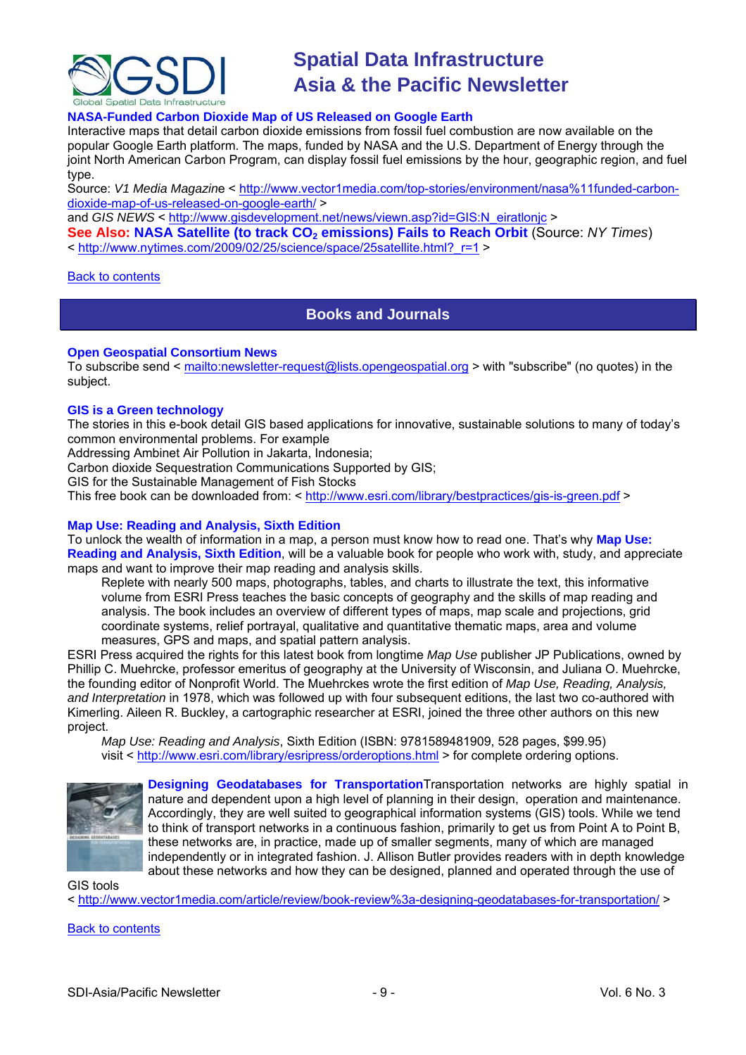### NASA-Funded Carbon Dioxide Map of US Released on Google Earth

Interactive maps that detail carbon dioxide emissions from fossil fuel combustion are now available on the popular Google Earth platform. The maps, funded by NASA and the U.S. Department of Energy through the joint North American Carbon Program, can display fossil fuel emissions by the hour, geographic region, and fuel type.

Source: *V1 Media Magazine* < http://www.vector1media.com/top-stories/environment/nasa%11funded-carbon-dioxide-map-of-us-released-on-google-earth/ >

and *GIS NEWS* < http://www.gisdevelopment.net/news/viewn.asp?id=GIS:N_eiratlonjc >

**See Also: NASA Satellite (to track $CO_2$ emissions) Fails to Reach Orbit** (Source: *NY Times*) < http://www.nytimes.com/2009/02/25/science/space/25satellite.html?_r=1 >

Back to contents

## Books and Journals

### Open Geospatial Consortium News

To subscribe send < mailto:newsletter-request@lists.opengeospatial.org > with "subscribe" (no quotes) in the subject.

### GIS is a Green technology

The stories in this e-book detail GIS based applications for innovative, sustainable solutions to many of today's common environmental problems. For example

Addressing Ambinet Air Pollution in Jakarta, Indonesia;

Carbon dioxide Sequestration Communications Supported by GIS;

GIS for the Sustainable Management of Fish Stocks

This free book can be downloaded from: < http://www.esri.com/library/bestpractices/gis-is-green.pdf >

### Map Use: Reading and Analysis, Sixth Edition

To unlock the wealth of information in a map, a person must know how to read one. That's why **Map Use: Reading and Analysis, Sixth Edition**, will be a valuable book for people who work with, study, and appreciate maps and want to improve their map reading and analysis skills.

> Replete with nearly 500 maps, photographs, tables, and charts to illustrate the text, this informative volume from ESRI Press teaches the basic concepts of geography and the skills of map reading and analysis. The book includes an overview of different types of maps, map scale and projections, grid coordinate systems, relief portrayal, qualitative and quantitative thematic maps, area and volume measures, GPS and maps, and spatial pattern analysis.

ESRI Press acquired the rights for this latest book from longtime *Map Use* publisher JP Publications, owned by Phillip C. Muehrcke, professor emeritus of geography at the University of Wisconsin, and Juliana O. Muehrcke, the founding editor of Nonprofit World. The Muehrckes wrote the first edition of *Map Use, Reading, Analysis, and Interpretation* in 1978, which was followed up with four subsequent editions, the last two co-authored with Kimerling. Aileen R. Buckley, a cartographic researcher at ESRI, joined the three other authors on this new project.

> *Map Use: Reading and Analysis*, Sixth Edition (ISBN: 9781589481909, 528 pages, $99.95) visit < http://www.esri.com/library/esripress/orderoptions.html > for complete ordering options.

**Designing Geodatabases for Transportation** Transportation networks are highly spatial in nature and dependent upon a high level of planning in their design, operation and maintenance. Accordingly, they are well suited to geographical information systems (GIS) tools. While we tend to think of transport networks in a continuous fashion, primarily to get us from Point A to Point B, these networks are, in practice, made up of smaller segments, many of which are managed independently or in integrated fashion. J. Allison Butler provides readers with in depth knowledge about these networks and how they can be designed, planned and operated through the use of GIS tools

< http://www.vector1media.com/article/review/book-review%3a-designing-geodatabases-for-transportation/ >

Back to contents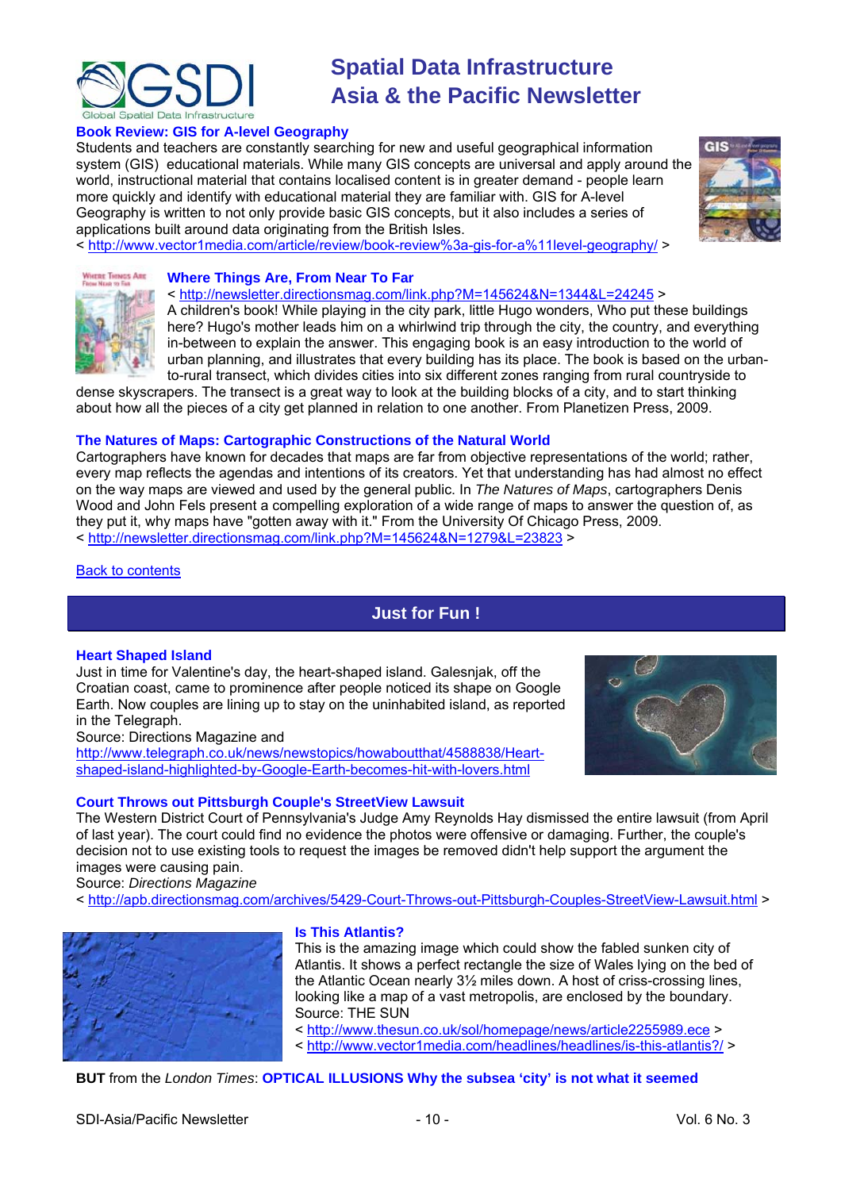### Book Review: GIS for A-level Geography

Students and teachers are constantly searching for new and useful geographical information system (GIS) educational materials. While many GIS concepts are universal and apply around the world, instructional material that contains localised content is in greater demand - people learn more quickly and identify with educational material they are familiar with. GIS for A-level Geography is written to not only provide basic GIS concepts, but it also includes a series of applications built around data originating from the British Isles.

< http://www.vector1media.com/article/review/book-review%3a-gis-for-a%11level-geography/ >

### Where Things Are, From Near To Far

< http://newsletter.directionsmag.com/link.php?M=145624&N=1344&L=24245 >

A children's book! While playing in the city park, little Hugo wonders, Who put these buildings here? Hugo's mother leads him on a whirlwind trip through the city, the country, and everything in-between to explain the answer. This engaging book is an easy introduction to the world of urban planning, and illustrates that every building has its place. The book is based on the urban-to-rural transect, which divides cities into six different zones ranging from rural countryside to dense skyscrapers. The transect is a great way to look at the building blocks of a city, and to start thinking about how all the pieces of a city get planned in relation to one another. From Planetizen Press, 2009.

### The Natures of Maps: Cartographic Constructions of the Natural World

Cartographers have known for decades that maps are far from objective representations of the world; rather, every map reflects the agendas and intentions of its creators. Yet that understanding has had almost no effect on the way maps are viewed and used by the general public. In *The Natures of Maps*, cartographers Denis Wood and John Fels present a compelling exploration of a wide range of maps to answer the question of, as they put it, why maps have "gotten away with it." From the University Of Chicago Press, 2009.

< http://newsletter.directionsmag.com/link.php?M=145624&N=1279&L=23823 >

Back to contents

## Just for Fun !

### Heart Shaped Island

Just in time for Valentine's day, the heart-shaped island. Galesnjak, off the Croatian coast, came to prominence after people noticed its shape on Google Earth. Now couples are lining up to stay on the uninhabited island, as reported in the Telegraph.

Source: Directions Magazine and

http://www.telegraph.co.uk/news/newstopics/howaboutthat/4588838/Heart-shaped-island-highlighted-by-Google-Earth-becomes-hit-with-lovers.html

### Court Throws out Pittsburgh Couple's StreetView Lawsuit

The Western District Court of Pennsylvania's Judge Amy Reynolds Hay dismissed the entire lawsuit (from April of last year). The court could find no evidence the photos were offensive or damaging. Further, the couple's decision not to use existing tools to request the images be removed didn't help support the argument the images were causing pain.

Source: *Directions Magazine*

< http://apb.directionsmag.com/archives/5429-Court-Throws-out-Pittsburgh-Couples-StreetView-Lawsuit.html >

### Is This Atlantis?

This is the amazing image which could show the fabled sunken city of Atlantis. It shows a perfect rectangle the size of Wales lying on the bed of the Atlantic Ocean nearly 3½ miles down. A host of criss-crossing lines, looking like a map of a vast metropolis, are enclosed by the boundary.

Source: THE SUN

< http://www.thesun.co.uk/sol/homepage/news/article2255989.ece >

< http://www.vector1media.com/headlines/headlines/is-this-atlantis?/ >

**BUT** from the *London Times*: **OPTICAL ILLUSIONS Why the subsea 'city' is not what it seemed**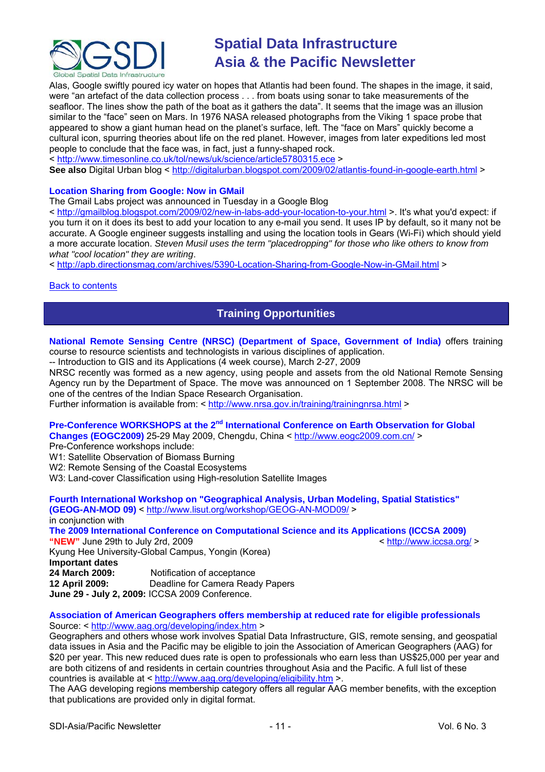Alas, Google swiftly poured icy water on hopes that Atlantis had been found. The shapes in the image, it said, were "an artefact of the data collection process . . . from boats using sonar to take measurements of the seafloor. The lines show the path of the boat as it gathers the data". It seems that the image was an illusion similar to the "face" seen on Mars. In 1976 NASA released photographs from the Viking 1 space probe that appeared to show a giant human head on the planet's surface, left. The "face on Mars" quickly become a cultural icon, spurring theories about life on the red planet. However, images from later expeditions led most people to conclude that the face was, in fact, just a funny-shaped rock.
< http://www.timesonline.co.uk/tol/news/uk/science/article5780315.ece >
**See also** Digital Urban blog < http://digitalurban.blogspot.com/2009/02/atlantis-found-in-google-earth.html >

### Location Sharing from Google: Now in GMail

The Gmail Labs project was announced in Tuesday in a Google Blog
< http://gmailblog.blogspot.com/2009/02/new-in-labs-add-your-location-to-your.html >. It's what you'd expect: if you turn it on it does its best to add your location to any e-mail you send. It uses IP by default, so it many not be accurate. A Google engineer suggests installing and using the location tools in Gears (Wi-Fi) which should yield a more accurate location. *Steven Musil uses the term "placedropping" for those who like others to know from what "cool location" they are writing*.
< http://apb.directionsmag.com/archives/5390-Location-Sharing-from-Google-Now-in-GMail.html >

Back to contents

## Training Opportunities

**National Remote Sensing Centre (NRSC) (Department of Space, Government of India)** offers training course to resource scientists and technologists in various disciplines of application.
-- Introduction to GIS and its Applications (4 week course), March 2-27, 2009
NRSC recently was formed as a new agency, using people and assets from the old National Remote Sensing Agency run by the Department of Space. The move was announced on 1 September 2008. The NRSC will be one of the centres of the Indian Space Research Organisation.
Further information is available from: < http://www.nrsa.gov.in/training/trainingnrsa.html >

**Pre-Conference WORKSHOPS at the 2nd International Conference on Earth Observation for Global Changes (EOGC2009)** 25-29 May 2009, Chengdu, China < http://www.eogc2009.com.cn/ >
Pre-Conference workshops include:
W1: Satellite Observation of Biomass Burning
W2: Remote Sensing of the Coastal Ecosystems
W3: Land-cover Classification using High-resolution Satellite Images

**Fourth International Workshop on "Geographical Analysis, Urban Modeling, Spatial Statistics" (GEOG-AN-MOD 09)** < http://www.lisut.org/workshop/GEOG-AN-MOD09/ >
in conjunction with
**The 2009 International Conference on Computational Science and its Applications (ICCSA 2009)**
**"NEW"** June 29th to July 2rd, 2009 < http://www.iccsa.org/ >
Kyung Hee University-Global Campus, Yongin (Korea)
**Important dates**
**24 March 2009:** Notification of acceptance
**12 April 2009:** Deadline for Camera Ready Papers
**June 29 - July 2, 2009:** ICCSA 2009 Conference.

**Association of American Geographers offers membership at reduced rate for eligible professionals**
Source: < http://www.aag.org/developing/index.htm >
Geographers and others whose work involves Spatial Data Infrastructure, GIS, remote sensing, and geospatial data issues in Asia and the Pacific may be eligible to join the Association of American Geographers (AAG) for $20 per year. This new reduced dues rate is open to professionals who earn less than US$25,000 per year and are both citizens of and residents in certain countries throughout Asia and the Pacific. A full list of these countries is available at < http://www.aag.org/developing/eligibility.htm >.
The AAG developing regions membership category offers all regular AAG member benefits, with the exception that publications are provided only in digital format.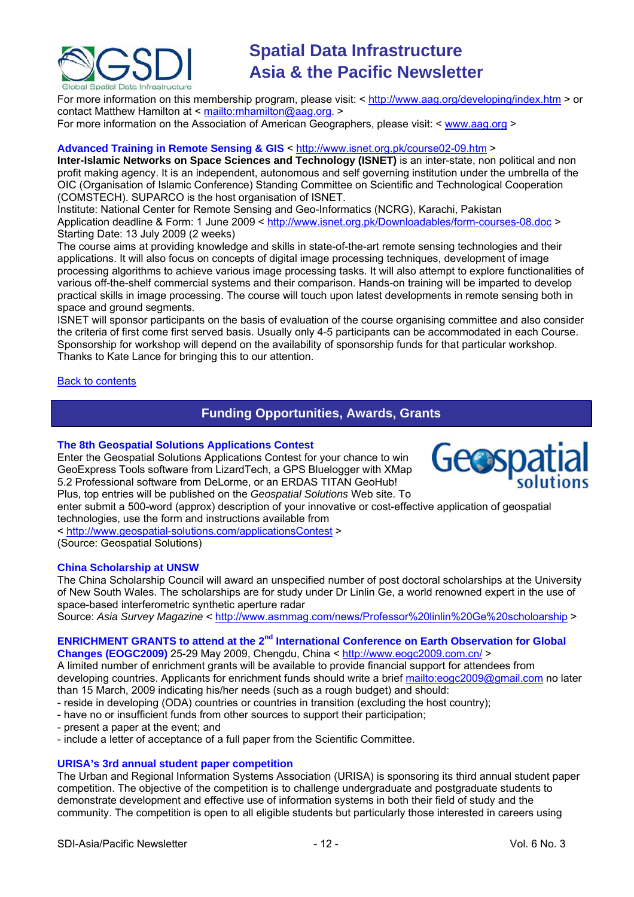For more information on this membership program, please visit: < http://www.aag.org/developing/index.htm > or contact Matthew Hamilton at < mailto:mhamilton@aag.org. >
For more information on the Association of American Geographers, please visit: < www.aag.org >

**Advanced Training in Remote Sensing & GIS** < http://www.isnet.org.pk/course02-09.htm >
**Inter-Islamic Networks on Space Sciences and Technology (ISNET)** is an inter-state, non political and non profit making agency. It is an independent, autonomous and self governing institution under the umbrella of the OIC (Organisation of Islamic Conference) Standing Committee on Scientific and Technological Cooperation (COMSTECH). SUPARCO is the host organisation of ISNET.
Institute: National Center for Remote Sensing and Geo-Informatics (NCRG), Karachi, Pakistan
Application deadline & Form: 1 June 2009 < http://www.isnet.org.pk/Downloadables/form-courses-08.doc >
Starting Date: 13 July 2009 (2 weeks)
The course aims at providing knowledge and skills in state-of-the-art remote sensing technologies and their applications. It will also focus on concepts of digital image processing techniques, development of image processing algorithms to achieve various image processing tasks. It will also attempt to explore functionalities of various off-the-shelf commercial systems and their comparison. Hands-on training will be imparted to develop practical skills in image processing. The course will touch upon latest developments in remote sensing both in space and ground segments.
ISNET will sponsor participants on the basis of evaluation of the course organising committee and also consider the criteria of first come first served basis. Usually only 4-5 participants can be accommodated in each Course. Sponsorship for workshop will depend on the availability of sponsorship funds for that particular workshop.
Thanks to Kate Lance for bringing this to our attention.

Back to contents

## Funding Opportunities, Awards, Grants

**The 8th Geospatial Solutions Applications Contest**
Enter the Geospatial Solutions Applications Contest for your chance to win GeoExpress Tools software from LizardTech, a GPS Bluelogger with XMap 5.2 Professional software from DeLorme, or an ERDAS TITAN GeoHub! Plus, top entries will be published on the *Geospatial Solutions* Web site. To enter submit a 500-word (approx) description of your innovative or cost-effective application of geospatial technologies, use the form and instructions available from
< http://www.geospatial-solutions.com/applicationsContest >
(Source: Geospatial Solutions)

**China Scholarship at UNSW**
The China Scholarship Council will award an unspecified number of post doctoral scholarships at the University of New South Wales. The scholarships are for study under Dr Linlin Ge, a world renowned expert in the use of space-based interferometric synthetic aperture radar
Source: *Asia Survey Magazine* < http://www.asmmag.com/news/Professor%20linlin%20Ge%20scholoarship >

**ENRICHMENT GRANTS to attend at the 2nd International Conference on Earth Observation for Global Changes (EOGC2009)** 25-29 May 2009, Chengdu, China < http://www.eogc2009.com.cn/ >
A limited number of enrichment grants will be available to provide financial support for attendees from developing countries. Applicants for enrichment funds should write a brief mailto:eogc2009@gmail.com no later than 15 March, 2009 indicating his/her needs (such as a rough budget) and should:
- reside in developing (ODA) countries or countries in transition (excluding the host country);
- have no or insufficient funds from other sources to support their participation;
- present a paper at the event; and
- include a letter of acceptance of a full paper from the Scientific Committee.

**URISA's 3rd annual student paper competition**
The Urban and Regional Information Systems Association (URISA) is sponsoring its third annual student paper competition. The objective of the competition is to challenge undergraduate and postgraduate students to demonstrate development and effective use of information systems in both their field of study and the community. The competition is open to all eligible students but particularly those interested in careers using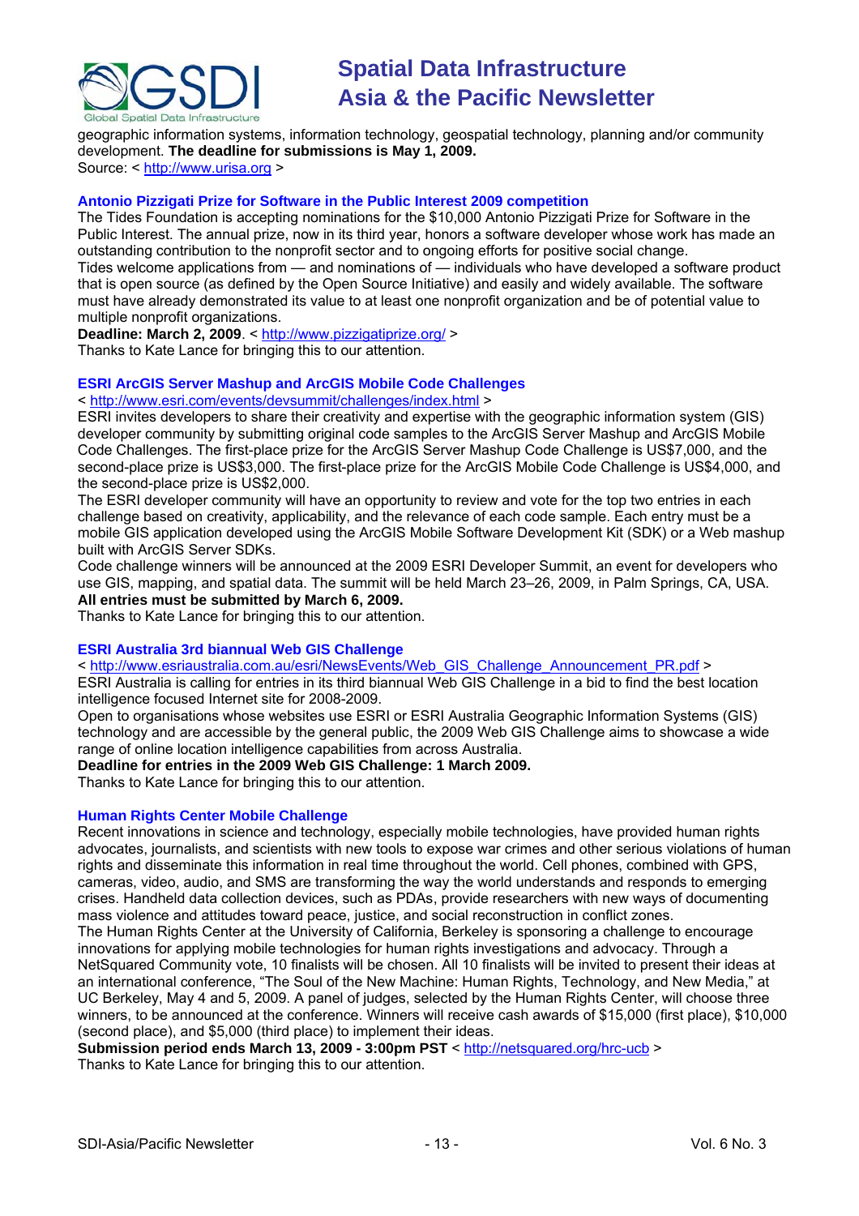geographic information systems, information technology, geospatial technology, planning and/or community development. **The deadline for submissions is May 1, 2009.**
Source: < http://www.urisa.org >

### Antonio Pizzigati Prize for Software in the Public Interest 2009 competition

The Tides Foundation is accepting nominations for the $10,000 Antonio Pizzigati Prize for Software in the Public Interest. The annual prize, now in its third year, honors a software developer whose work has made an outstanding contribution to the nonprofit sector and to ongoing efforts for positive social change.
Tides welcome applications from — and nominations of — individuals who have developed a software product that is open source (as defined by the Open Source Initiative) and easily and widely available. The software must have already demonstrated its value to at least one nonprofit organization and be of potential value to multiple nonprofit organizations.
**Deadline: March 2, 2009**. < http://www.pizzigatiprize.org/ >
Thanks to Kate Lance for bringing this to our attention.

### ESRI ArcGIS Server Mashup and ArcGIS Mobile Code Challenges

< http://www.esri.com/events/devsummit/challenges/index.html >
ESRI invites developers to share their creativity and expertise with the geographic information system (GIS) developer community by submitting original code samples to the ArcGIS Server Mashup and ArcGIS Mobile Code Challenges. The first-place prize for the ArcGIS Server Mashup Code Challenge is US$7,000, and the second-place prize is US$3,000. The first-place prize for the ArcGIS Mobile Code Challenge is US$4,000, and the second-place prize is US$2,000.
The ESRI developer community will have an opportunity to review and vote for the top two entries in each challenge based on creativity, applicability, and the relevance of each code sample. Each entry must be a mobile GIS application developed using the ArcGIS Mobile Software Development Kit (SDK) or a Web mashup built with ArcGIS Server SDKs.
Code challenge winners will be announced at the 2009 ESRI Developer Summit, an event for developers who use GIS, mapping, and spatial data. The summit will be held March 23–26, 2009, in Palm Springs, CA, USA.
**All entries must be submitted by March 6, 2009.**
Thanks to Kate Lance for bringing this to our attention.

### ESRI Australia 3rd biannual Web GIS Challenge

< http://www.esriaustralia.com.au/esri/NewsEvents/Web_GIS_Challenge_Announcement_PR.pdf >
ESRI Australia is calling for entries in its third biannual Web GIS Challenge in a bid to find the best location intelligence focused Internet site for 2008-2009.
Open to organisations whose websites use ESRI or ESRI Australia Geographic Information Systems (GIS) technology and are accessible by the general public, the 2009 Web GIS Challenge aims to showcase a wide range of online location intelligence capabilities from across Australia.
**Deadline for entries in the 2009 Web GIS Challenge: 1 March 2009.**
Thanks to Kate Lance for bringing this to our attention.

### Human Rights Center Mobile Challenge

Recent innovations in science and technology, especially mobile technologies, have provided human rights advocates, journalists, and scientists with new tools to expose war crimes and other serious violations of human rights and disseminate this information in real time throughout the world. Cell phones, combined with GPS, cameras, video, audio, and SMS are transforming the way the world understands and responds to emerging crises. Handheld data collection devices, such as PDAs, provide researchers with new ways of documenting mass violence and attitudes toward peace, justice, and social reconstruction in conflict zones.
The Human Rights Center at the University of California, Berkeley is sponsoring a challenge to encourage innovations for applying mobile technologies for human rights investigations and advocacy. Through a NetSquared Community vote, 10 finalists will be chosen. All 10 finalists will be invited to present their ideas at an international conference, "The Soul of the New Machine: Human Rights, Technology, and New Media," at UC Berkeley, May 4 and 5, 2009. A panel of judges, selected by the Human Rights Center, will choose three winners, to be announced at the conference. Winners will receive cash awards of $15,000 (first place), $10,000 (second place), and $5,000 (third place) to implement their ideas.
**Submission period ends March 13, 2009 - 3:00pm PST** < http://netsquared.org/hrc-ucb >
Thanks to Kate Lance for bringing this to our attention.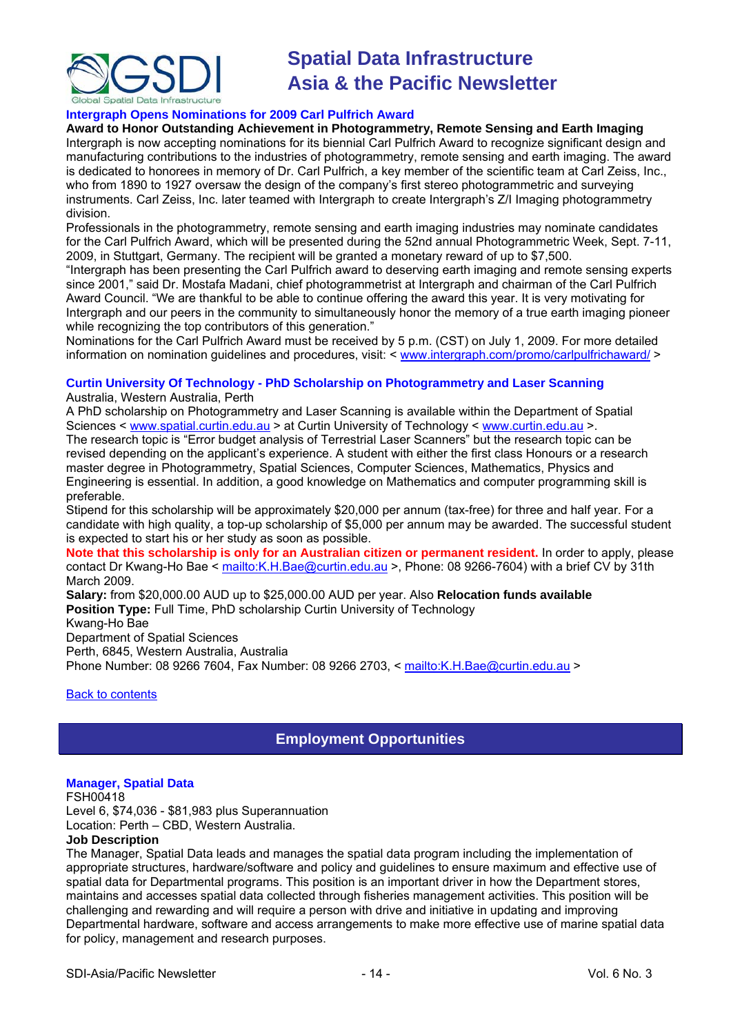### Intergraph Opens Nominations for 2009 Carl Pulfrich Award

**Award to Honor Outstanding Achievement in Photogrammetry, Remote Sensing and Earth Imaging**

Intergraph is now accepting nominations for its biennial Carl Pulfrich Award to recognize significant design and manufacturing contributions to the industries of photogrammetry, remote sensing and earth imaging. The award is dedicated to honorees in memory of Dr. Carl Pulfrich, a key member of the scientific team at Carl Zeiss, Inc., who from 1890 to 1927 oversaw the design of the company's first stereo photogrammetric and surveying instruments. Carl Zeiss, Inc. later teamed with Intergraph to create Intergraph's Z/I Imaging photogrammetry division.

Professionals in the photogrammetry, remote sensing and earth imaging industries may nominate candidates for the Carl Pulfrich Award, which will be presented during the 52nd annual Photogrammetric Week, Sept. 7-11, 2009, in Stuttgart, Germany. The recipient will be granted a monetary reward of up to $7,500.

"Intergraph has been presenting the Carl Pulfrich award to deserving earth imaging and remote sensing experts since 2001," said Dr. Mostafa Madani, chief photogrammetrist at Intergraph and chairman of the Carl Pulfrich Award Council. "We are thankful to be able to continue offering the award this year. It is very motivating for Intergraph and our peers in the community to simultaneously honor the memory of a true earth imaging pioneer while recognizing the top contributors of this generation."

Nominations for the Carl Pulfrich Award must be received by 5 p.m. (CST) on July 1, 2009. For more detailed information on nomination guidelines and procedures, visit: < www.intergraph.com/promo/carlpulfrichaward/ >

### Curtin University Of Technology - PhD Scholarship on Photogrammetry and Laser Scanning

Australia, Western Australia, Perth

A PhD scholarship on Photogrammetry and Laser Scanning is available within the Department of Spatial Sciences < www.spatial.curtin.edu.au > at Curtin University of Technology < www.curtin.edu.au >.

The research topic is "Error budget analysis of Terrestrial Laser Scanners" but the research topic can be revised depending on the applicant's experience. A student with either the first class Honours or a research master degree in Photogrammetry, Spatial Sciences, Computer Sciences, Mathematics, Physics and Engineering is essential. In addition, a good knowledge on Mathematics and computer programming skill is preferable.

Stipend for this scholarship will be approximately $20,000 per annum (tax-free) for three and half year. For a candidate with high quality, a top-up scholarship of $5,000 per annum may be awarded. The successful student is expected to start his or her study as soon as possible.

**Note that this scholarship is only for an Australian citizen or permanent resident.** In order to apply, please contact Dr Kwang-Ho Bae < mailto:K.H.Bae@curtin.edu.au >, Phone: 08 9266-7604) with a brief CV by 31th March 2009.

**Salary:** from $20,000.00 AUD up to $25,000.00 AUD per year. Also **Relocation funds available**

**Position Type:** Full Time, PhD scholarship Curtin University of Technology

Kwang-Ho Bae

Department of Spatial Sciences

Perth, 6845, Western Australia, Australia

Phone Number: 08 9266 7604, Fax Number: 08 9266 2703, < mailto:K.H.Bae@curtin.edu.au >

Back to contents

## Employment Opportunities

### Manager, Spatial Data

FSH00418

Level 6, $74,036 - $81,983 plus Superannuation

Location: Perth – CBD, Western Australia.

**Job Description**

The Manager, Spatial Data leads and manages the spatial data program including the implementation of appropriate structures, hardware/software and policy and guidelines to ensure maximum and effective use of spatial data for Departmental programs. This position is an important driver in how the Department stores, maintains and accesses spatial data collected through fisheries management activities. This position will be challenging and rewarding and will require a person with drive and initiative in updating and improving Departmental hardware, software and access arrangements to make more effective use of marine spatial data for policy, management and research purposes.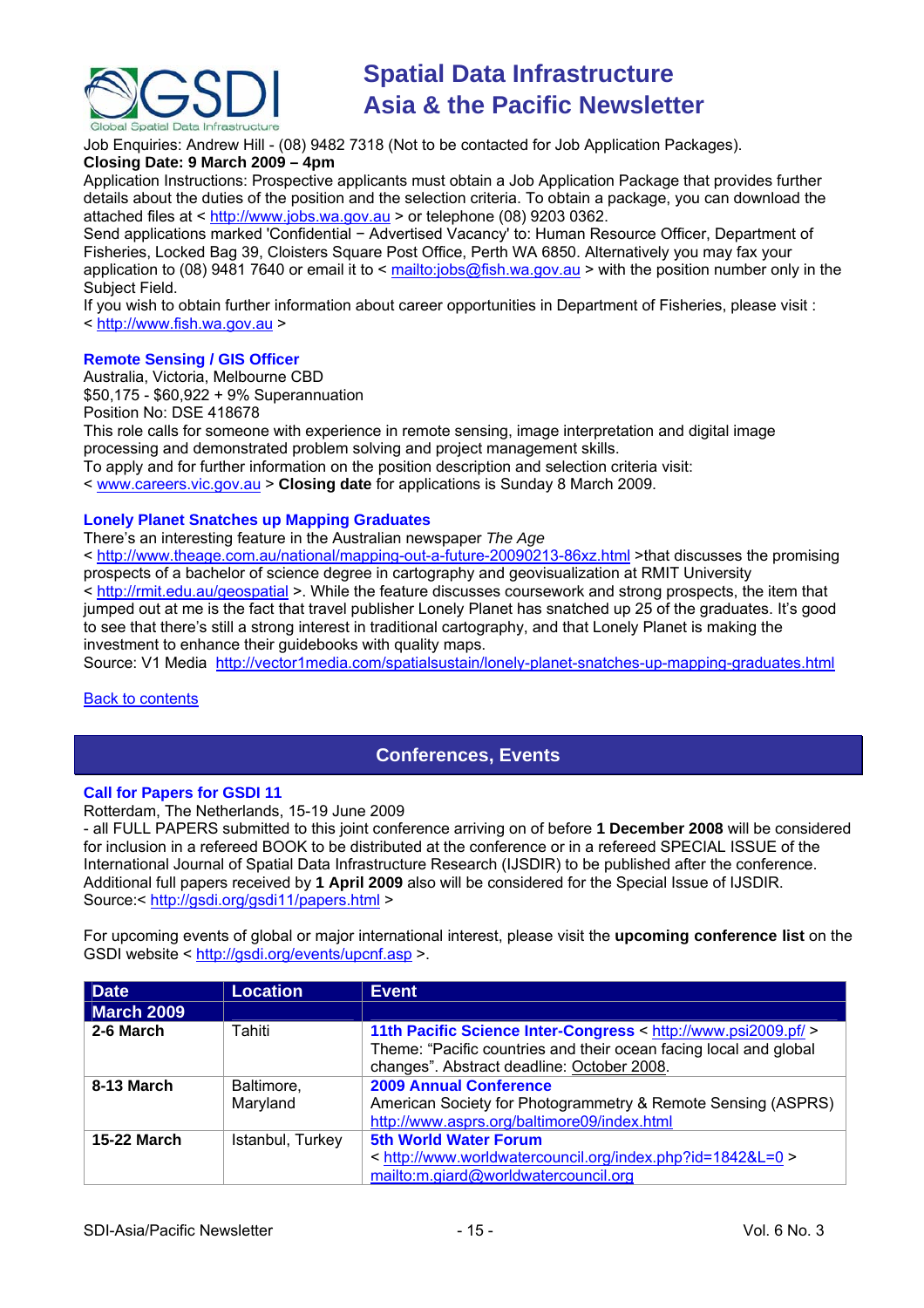Job Enquiries: Andrew Hill - (08) 9482 7318 (Not to be contacted for Job Application Packages).
**Closing Date: 9 March 2009 – 4pm**
Application Instructions: Prospective applicants must obtain a Job Application Package that provides further details about the duties of the position and the selection criteria. To obtain a package, you can download the attached files at < http://www.jobs.wa.gov.au > or telephone (08) 9203 0362.
Send applications marked 'Confidential − Advertised Vacancy' to: Human Resource Officer, Department of Fisheries, Locked Bag 39, Cloisters Square Post Office, Perth WA 6850. Alternatively you may fax your application to (08) 9481 7640 or email it to < mailto:jobs@fish.wa.gov.au > with the position number only in the Subject Field.
If you wish to obtain further information about career opportunities in Department of Fisheries, please visit :
< http://www.fish.wa.gov.au >

### Remote Sensing / GIS Officer

Australia, Victoria, Melbourne CBD
$50,175 - $60,922 + 9% Superannuation
Position No: DSE 418678
This role calls for someone with experience in remote sensing, image interpretation and digital image processing and demonstrated problem solving and project management skills.
To apply and for further information on the position description and selection criteria visit:
< www.careers.vic.gov.au > **Closing date** for applications is Sunday 8 March 2009.

### Lonely Planet Snatches up Mapping Graduates

There's an interesting feature in the Australian newspaper *The Age*
< http://www.theage.com.au/national/mapping-out-a-future-20090213-86xz.html >that discusses the promising prospects of a bachelor of science degree in cartography and geovisualization at RMIT University
< http://rmit.edu.au/geospatial >. While the feature discusses coursework and strong prospects, the item that jumped out at me is the fact that travel publisher Lonely Planet has snatched up 25 of the graduates. It's good to see that there's still a strong interest in traditional cartography, and that Lonely Planet is making the investment to enhance their guidebooks with quality maps.
Source: V1 Media http://vector1media.com/spatialsustain/lonely-planet-snatches-up-mapping-graduates.html

Back to contents

## Conferences, Events

### Call for Papers for GSDI 11

Rotterdam, The Netherlands, 15-19 June 2009
- all FULL PAPERS submitted to this joint conference arriving on of before **1 December 2008** will be considered for inclusion in a refereed BOOK to be distributed at the conference or in a refereed SPECIAL ISSUE of the International Journal of Spatial Data Infrastructure Research (IJSDIR) to be published after the conference. Additional full papers received by **1 April 2009** also will be considered for the Special Issue of IJSDIR.
Source:< http://gsdi.org/gsdi11/papers.html >

For upcoming events of global or major international interest, please visit the **upcoming conference list** on the GSDI website < http://gsdi.org/events/upcnf.asp >.

| Date | Location | Event |
|---|---|---|
| **March 2009** | | |
| **2-6 March** | Tahiti | **11th Pacific Science Inter-Congress** < http://www.psi2009.pf/ > Theme: "Pacific countries and their ocean facing local and global changes". Abstract deadline: October 2008. |
| **8-13 March** | Baltimore, Maryland | **2009 Annual Conference** American Society for Photogrammetry & Remote Sensing (ASPRS) http://www.asprs.org/baltimore09/index.html |
| **15-22 March** | Istanbul, Turkey | **5th World Water Forum** < http://www.worldwatercouncil.org/index.php?id=1842&L=0 > mailto:m.giard@worldwatercouncil.org |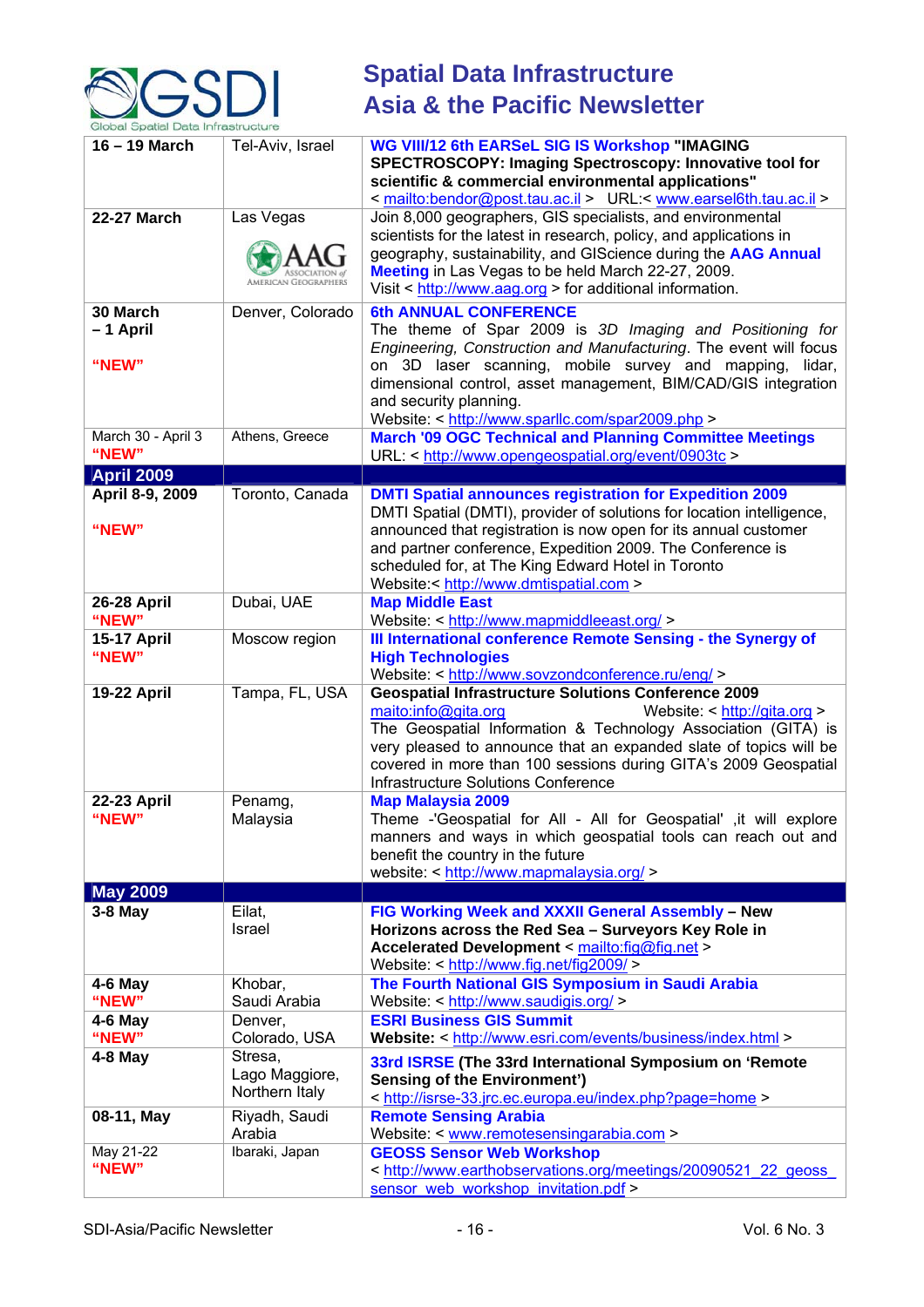# Spatial Data Infrastructure Asia & the Pacific Newsletter

| | | |
|---|---|---|
| **16 – 19 March** | Tel-Aviv, Israel | **WG VIII/12 6th EARSeL SIG IS Workshop "IMAGING SPECTROSCOPY: Imaging Spectroscopy: Innovative tool for scientific & commercial environmental applications"** < mailto:bendor@post.tau.ac.il > URL:< www.earsel6th.tau.ac.il > |
| **22-27 March** | Las Vegas AAG Association of American Geographers | Join 8,000 geographers, GIS specialists, and environmental scientists for the latest in research, policy, and applications in geography, sustainability, and GIScience during the **AAG Annual Meeting** in Las Vegas to be held March 22-27, 2009. Visit < http://www.aag.org > for additional information. |
| **30 March – 1 April** **"NEW"** | Denver, Colorado | **6th ANNUAL CONFERENCE** The theme of Spar 2009 is *3D Imaging and Positioning for Engineering, Construction and Manufacturing*. The event will focus on 3D laser scanning, mobile survey and mapping, lidar, dimensional control, asset management, BIM/CAD/GIS integration and security planning. Website: < http://www.sparllc.com/spar2009.php > |
| March 30 - April 3 **"NEW"** | Athens, Greece | **March '09 OGC Technical and Planning Committee Meetings** URL: < http://www.opengeospatial.org/event/0903tc > |
| **April 2009** | | |
| **April 8-9, 2009** **"NEW"** | Toronto, Canada | **DMTI Spatial announces registration for Expedition 2009** DMTI Spatial (DMTI), provider of solutions for location intelligence, announced that registration is now open for its annual customer and partner conference, Expedition 2009. The Conference is scheduled for, at The King Edward Hotel in Toronto Website:< http://www.dmtispatial.com > |
| **26-28 April** **"NEW"** | Dubai, UAE | **Map Middle East** Website: < http://www.mapmiddleeast.org/ > |
| **15-17 April** **"NEW"** | Moscow region | **III International conference Remote Sensing - the Synergy of High Technologies** Website: < http://www.sovzondconference.ru/eng/ > |
| **19-22 April** | Tampa, FL, USA | **Geospatial Infrastructure Solutions Conference 2009** maito:info@gita.org Website: < http://gita.org > The Geospatial Information & Technology Association (GITA) is very pleased to announce that an expanded slate of topics will be covered in more than 100 sessions during GITA's 2009 Geospatial Infrastructure Solutions Conference |
| **22-23 April** **"NEW"** | Penamg, Malaysia | **Map Malaysia 2009** Theme -'Geospatial for All - All for Geospatial' ,it will explore manners and ways in which geospatial tools can reach out and benefit the country in the future website: < http://www.mapmalaysia.org/ > |
| **May 2009** | | |
| **3-8 May** | Eilat, Israel | **FIG Working Week and XXXII General Assembly – New Horizons across the Red Sea – Surveyors Key Role in Accelerated Development** < mailto:fig@fig.net > Website: < http://www.fig.net/fig2009/ > |
| **4-6 May** **"NEW"** | Khobar, Saudi Arabia | **The Fourth National GIS Symposium in Saudi Arabia** Website: < http://www.saudigis.org/ > |
| **4-6 May** **"NEW"** | Denver, Colorado, USA | **ESRI Business GIS Summit** **Website:** < http://www.esri.com/events/business/index.html > |
| **4-8 May** | Stresa, Lago Maggiore, Northern Italy | **33rd ISRSE (The 33rd International Symposium on 'Remote Sensing of the Environment')** < http://isrse-33.jrc.ec.europa.eu/index.php?page=home > |
| **08-11, May** | Riyadh, Saudi Arabia | **Remote Sensing Arabia** Website: < www.remotesensingarabia.com > |
| May 21-22 **"NEW"** | Ibaraki, Japan | **GEOSS Sensor Web Workshop** < http://www.earthobservations.org/meetings/20090521_22_geoss_sensor_web_workshop_invitation.pdf > |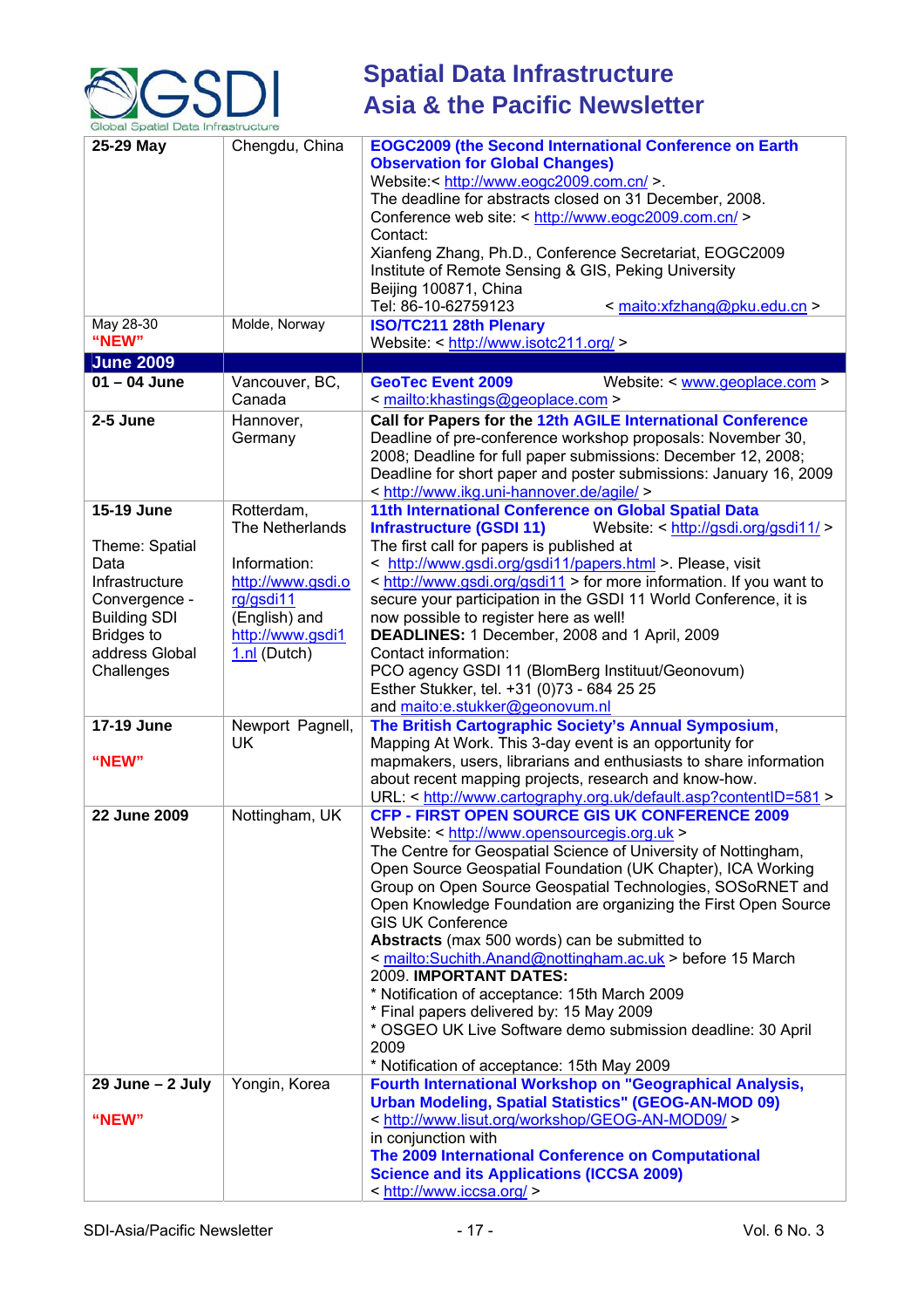| | | |
|---|---|---|
| **25-29 May** | Chengdu, China | **EOGC2009 (the Second International Conference on Earth Observation for Global Changes)**<br>Website:< http://www.eogc2009.com.cn/ >.<br>The deadline for abstracts closed on 31 December, 2008.<br>Conference web site: < http://www.eogc2009.com.cn/ ><br>Contact:<br>Xianfeng Zhang, Ph.D., Conference Secretariat, EOGC2009<br>Institute of Remote Sensing & GIS, Peking University<br>Beijing 100871, China<br>Tel: 86-10-62759123 < maito:xfzhang@pku.edu.cn > |
| May 28-30<br>**"NEW"** | Molde, Norway | **ISO/TC211 28th Plenary**<br>Website: < http://www.isotc211.org/ > |
| **June 2009** | | |
| **01 – 04 June** | Vancouver, BC, Canada | **GeoTec Event 2009** Website: < www.geoplace.com ><br>< mailto:khastings@geoplace.com > |
| **2-5 June** | Hannover, Germany | **Call for Papers for the 12th AGILE International Conference**<br>Deadline of pre-conference workshop proposals: November 30, 2008; Deadline for full paper submissions: December 12, 2008; Deadline for short paper and poster submissions: January 16, 2009<br>< http://www.ikg.uni-hannover.de/agile/ > |
| **15-19 June**<br><br>Theme: Spatial Data Infrastructure Convergence - Building SDI Bridges to address Global Challenges | Rotterdam, The Netherlands<br><br>Information: http://www.gsdi.org/gsdi11 (English) and http://www.gsdi11.nl (Dutch) | **11th International Conference on Global Spatial Data Infrastructure (GSDI 11)** Website: < http://gsdi.org/gsdi11/ ><br>The first call for papers is published at<br>< http://www.gsdi.org/gsdi11/papers.html >. Please, visit<br>< http://www.gsdi.org/gsdi11 > for more information. If you want to secure your participation in the GSDI 11 World Conference, it is now possible to register here as well!<br>**DEADLINES:** 1 December, 2008 and 1 April, 2009<br>Contact information:<br>PCO agency GSDI 11 (BlomBerg Instituut/Geonovum)<br>Esther Stukker, tel. +31 (0)73 - 684 25 25<br>and maito:e.stukker@geonovum.nl |
| **17-19 June**<br><br>**"NEW"** | Newport Pagnell, UK | **The British Cartographic Society's Annual Symposium**, Mapping At Work. This 3-day event is an opportunity for mapmakers, users, librarians and enthusiasts to share information about recent mapping projects, research and know-how.<br>URL: < http://www.cartography.org.uk/default.asp?contentID=581 > |
| **22 June 2009** | Nottingham, UK | **CFP - FIRST OPEN SOURCE GIS UK CONFERENCE 2009**<br>Website: < http://www.opensourcegis.org.uk ><br>The Centre for Geospatial Science of University of Nottingham, Open Source Geospatial Foundation (UK Chapter), ICA Working Group on Open Source Geospatial Technologies, SOSoRNET and Open Knowledge Foundation are organizing the First Open Source GIS UK Conference<br>**Abstracts** (max 500 words) can be submitted to<br>< mailto:Suchith.Anand@nottingham.ac.uk > before 15 March 2009. **IMPORTANT DATES:**<br>* Notification of acceptance: 15th March 2009<br>* Final papers delivered by: 15 May 2009<br>* OSGEO UK Live Software demo submission deadline: 30 April 2009<br>* Notification of acceptance: 15th May 2009 |
| **29 June – 2 July**<br><br>**"NEW"** | Yongin, Korea | **Fourth International Workshop on "Geographical Analysis, Urban Modeling, Spatial Statistics" (GEOG-AN-MOD 09)**<br>< http://www.lisut.org/workshop/GEOG-AN-MOD09/ ><br>in conjunction with<br>**The 2009 International Conference on Computational Science and its Applications (ICCSA 2009)**<br>< http://www.iccsa.org/ > |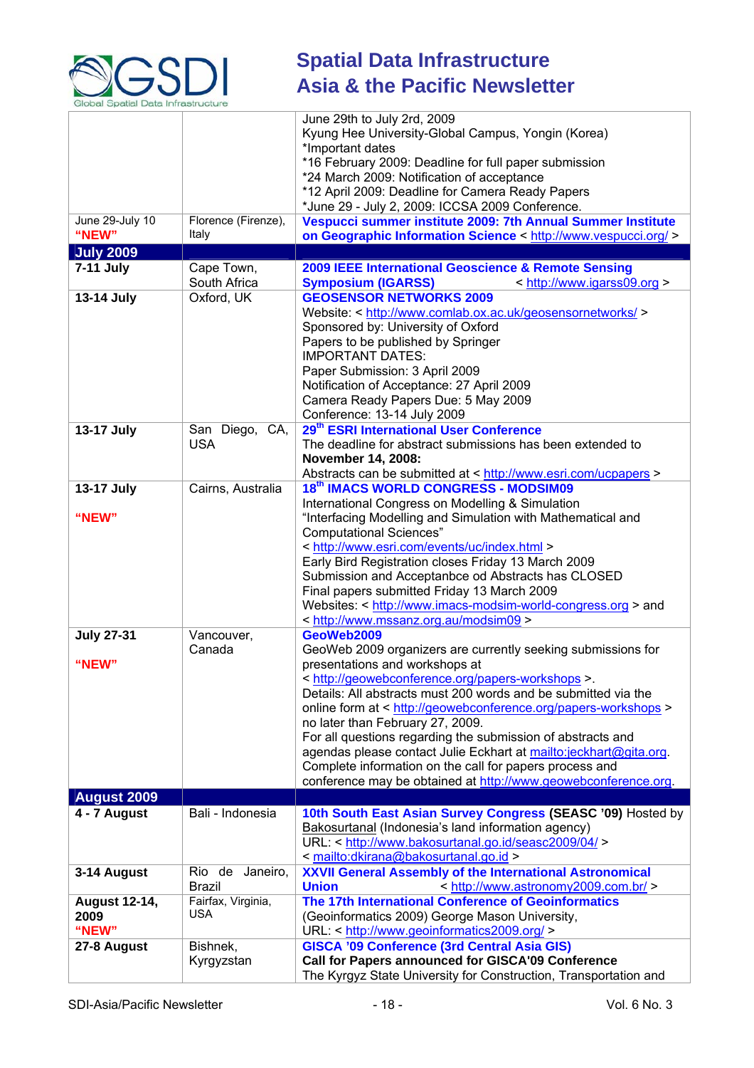| | | |
|---|---|---|
| | | June 29th to July 2nd, 2009<br>Kyung Hee University-Global Campus, Yongin (Korea)<br>*Important dates<br>*16 February 2009: Deadline for full paper submission<br>*24 March 2009: Notification of acceptance<br>*12 April 2009: Deadline for Camera Ready Papers<br>*June 29 - July 2, 2009: ICCSA 2009 Conference. |
| June 29-July 10<br>**"NEW"** | Florence (Firenze), Italy | **Vespucci summer institute 2009: 7th Annual Summer Institute on Geographic Information Science** < http://www.vespucci.org/ > |
| **July 2009** | | |
| **7-11 July** | Cape Town, South Africa | **2009 IEEE International Geoscience & Remote Sensing Symposium (IGARSS)** < http://www.igarss09.org > |
| **13-14 July** | Oxford, UK | **GEOSENSOR NETWORKS 2009**<br>Website: < http://www.comlab.ox.ac.uk/geosensornetworks/ ><br>Sponsored by: University of Oxford<br>Papers to be published by Springer<br>IMPORTANT DATES:<br>Paper Submission: 3 April 2009<br>Notification of Acceptance: 27 April 2009<br>Camera Ready Papers Due: 5 May 2009<br>Conference: 13-14 July 2009 |
| **13-17 July** | San Diego, CA, USA | **29th ESRI International User Conference**<br>The deadline for abstract submissions has been extended to **November 14, 2008:**<br>Abstracts can be submitted at < http://www.esri.com/ucpapers > |
| **13-17 July**<br><br>**"NEW"** | Cairns, Australia | **18th IMACS WORLD CONGRESS - MODSIM09**<br>International Congress on Modelling & Simulation<br>"Interfacing Modelling and Simulation with Mathematical and Computational Sciences"<br>< http://www.esri.com/events/uc/index.html ><br>Early Bird Registration closes Friday 13 March 2009<br>Submission and Acceptanbce od Abstracts has CLOSED<br>Final papers submitted Friday 13 March 2009<br>Websites: < http://www.imacs-modsim-world-congress.org > and < http://www.mssanz.org.au/modsim09 > |
| **July 27-31**<br><br>**"NEW"** | Vancouver, Canada | **GeoWeb2009**<br>GeoWeb 2009 organizers are currently seeking submissions for presentations and workshops at < http://geowebconference.org/papers-workshops >.<br>Details: All abstracts must 200 words and be submitted via the online form at < http://geowebconference.org/papers-workshops > no later than February 27, 2009.<br>For all questions regarding the submission of abstracts and agendas please contact Julie Eckhart at mailto:jeckhart@gita.org.<br>Complete information on the call for papers process and conference may be obtained at http://www.geowebconference.org. |
| **August 2009** | | |
| **4 - 7 August** | Bali - Indonesia | **10th South East Asian Survey Congress (SEASC '09)** Hosted by Bakosurtanal (Indonesia's land information agency)<br>URL: < http://www.bakosurtanal.go.id/seasc2009/04/ ><br>< mailto:dkirana@bakosurtanal.go.id > |
| **3-14 August** | Rio de Janeiro, Brazil | **XXVII General Assembly of the International Astronomical Union** < http://www.astronomy2009.com.br/ > |
| **August 12-14, 2009**<br>**"NEW"** | Fairfax, Virginia, USA | **The 17th International Conference of Geoinformatics**<br>(Geoinformatics 2009) George Mason University,<br>URL: < http://www.geoinformatics2009.org/ > |
| **27-8 August** | Bishnek, Kyrgyzstan | **GISCA '09 Conference (3rd Central Asia GIS)**<br>**Call for Papers announced for GISCA'09 Conference**<br>The Kyrgyz State University for Construction, Transportation and |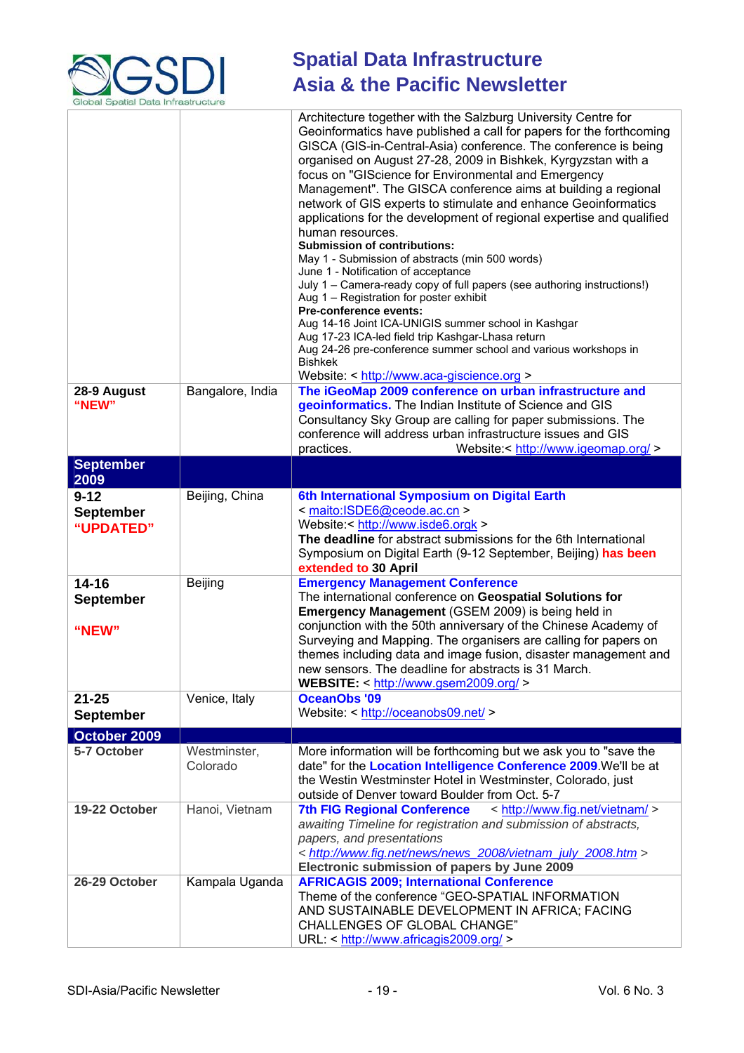| | | |
|---|---|---|
| | | Architecture together with the Salzburg University Centre for Geoinformatics have published a call for papers for the forthcoming GISCA (GIS-in-Central-Asia) conference. The conference is being organised on August 27-28, 2009 in Bishkek, Kyrgyzstan with a focus on "GIScience for Environmental and Emergency Management". The GISCA conference aims at building a regional network of GIS experts to stimulate and enhance Geoinformatics applications for the development of regional expertise and qualified human resources.<br>**Submission of contributions:**<br>May 1 - Submission of abstracts (min 500 words)<br>June 1 - Notification of acceptance<br>July 1 – Camera-ready copy of full papers (see authoring instructions!)<br>Aug 1 – Registration for poster exhibit<br>**Pre-conference events:**<br>Aug 14-16 Joint ICA-UNIGIS summer school in Kashgar<br>Aug 17-23 ICA-led field trip Kashgar-Lhasa return<br>Aug 24-26 pre-conference summer school and various workshops in Bishkek<br>Website: < http://www.aca-giscience.org > |
| **28-9 August**<br>**"NEW"** | Bangalore, India | **The iGeoMap 2009 conference on urban infrastructure and geoinformatics.** The Indian Institute of Science and GIS Consultancy Sky Group are calling for paper submissions. The conference will address urban infrastructure issues and GIS practices. Website:< http://www.igeomap.org/ > |
| **September 2009** | | |
| **9-12 September**<br>**"UPDATED"** | Beijing, China | **6th International Symposium on Digital Earth**<br>< maito:ISDE6@ceode.ac.cn ><br>Website:< http://www.isde6.orgk ><br>**The deadline** for abstract submissions for the 6th International Symposium on Digital Earth (9-12 September, Beijing) **has been extended to 30 April** |
| **14-16 September**<br><br>**"NEW"** | Beijing | **Emergency Management Conference**<br>The international conference on **Geospatial Solutions for Emergency Management** (GSEM 2009) is being held in conjunction with the 50th anniversary of the Chinese Academy of Surveying and Mapping. The organisers are calling for papers on themes including data and image fusion, disaster management and new sensors. The deadline for abstracts is 31 March.<br>**WEBSITE:** < http://www.gsem2009.org/ > |
| **21-25 September** | Venice, Italy | **OceanObs '09**<br>Website: < http://oceanobs09.net/ > |
| **October 2009** | | |
| **5-7 October** | Westminster, Colorado | More information will be forthcoming but we ask you to "save the date" for the **Location Intelligence Conference 2009**.We'll be at the Westin Westminster Hotel in Westminster, Colorado, just outside of Denver toward Boulder from Oct. 5-7 |
| **19-22 October** | Hanoi, Vietnam | **7th FIG Regional Conference** < http://www.fig.net/vietnam/ ><br>*awaiting Timeline for registration and submission of abstracts, papers, and presentations*<br>< *http://www.fig.net/news/news_2008/vietnam_july_2008.htm* ><br>**Electronic submission of papers by June 2009** |
| **26-29 October** | Kampala Uganda | **AFRICAGIS 2009; International Conference**<br>Theme of the conference "GEO-SPATIAL INFORMATION AND SUSTAINABLE DEVELOPMENT IN AFRICA; FACING CHALLENGES OF GLOBAL CHANGE"<br>URL: < http://www.africagis2009.org/ > |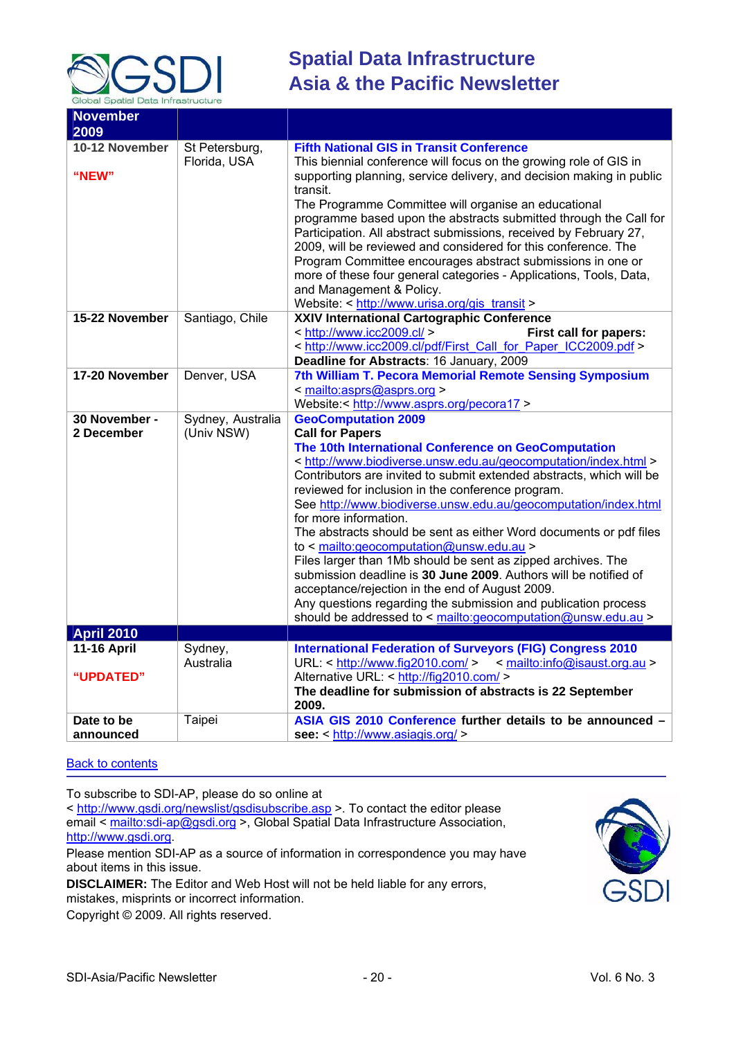| November 2009 | | |
|---|---|---|
| **10-12 November** **"NEW"** | St Petersburg, Florida, USA | **Fifth National GIS in Transit Conference** This biennial conference will focus on the growing role of GIS in supporting planning, service delivery, and decision making in public transit. The Programme Committee will organise an educational programme based upon the abstracts submitted through the Call for Participation. All abstract submissions, received by February 27, 2009, will be reviewed and considered for this conference. The Program Committee encourages abstract submissions in one or more of these four general categories - Applications, Tools, Data, and Management & Policy. Website: < http://www.urisa.org/gis_transit > |
| **15-22 November** | Santiago, Chile | **XXIV International Cartographic Conference** < http://www.icc2009.cl/ > **First call for papers:** < http://www.icc2009.cl/pdf/First_Call_for_Paper_ICC2009.pdf > **Deadline for Abstracts**: 16 January, 2009 |
| **17-20 November** | Denver, USA | **7th William T. Pecora Memorial Remote Sensing Symposium** < mailto:asprs@asprs.org > Website:< http://www.asprs.org/pecora17 > |
| **30 November - 2 December** | Sydney, Australia (Univ NSW) | **GeoComputation 2009** **Call for Papers** **The 10th International Conference on GeoComputation** < http://www.biodiverse.unsw.edu.au/geocomputation/index.html > Contributors are invited to submit extended abstracts, which will be reviewed for inclusion in the conference program. See http://www.biodiverse.unsw.edu.au/geocomputation/index.html for more information. The abstracts should be sent as either Word documents or pdf files to < mailto:geocomputation@unsw.edu.au > Files larger than 1Mb should be sent as zipped archives. The submission deadline is **30 June 2009**. Authors will be notified of acceptance/rejection in the end of August 2009. Any questions regarding the submission and publication process should be addressed to < mailto:geocomputation@unsw.edu.au > |
| **April 2010** | | |
| **11-16 April** **"UPDATED"** | Sydney, Australia | **International Federation of Surveyors (FIG) Congress 2010** URL: < http://www.fig2010.com/ > < mailto:info@isaust.org.au > Alternative URL: < http://fig2010.com/ > **The deadline for submission of abstracts is 22 September 2009.** |
| **Date to be announced** | Taipei | **ASIA GIS 2010 Conference further details to be announced – see:** < http://www.asiagis.org/ > |

Back to contents

To subscribe to SDI-AP, please do so online at < http://www.gsdi.org/newslist/gsdisubscribe.asp >. To contact the editor please email < mailto:sdi-ap@gsdi.org >, Global Spatial Data Infrastructure Association, http://www.gsdi.org.

Please mention SDI-AP as a source of information in correspondence you may have about items in this issue.

**DISCLAIMER:** The Editor and Web Host will not be held liable for any errors, mistakes, misprints or incorrect information.

Copyright © 2009. All rights reserved.